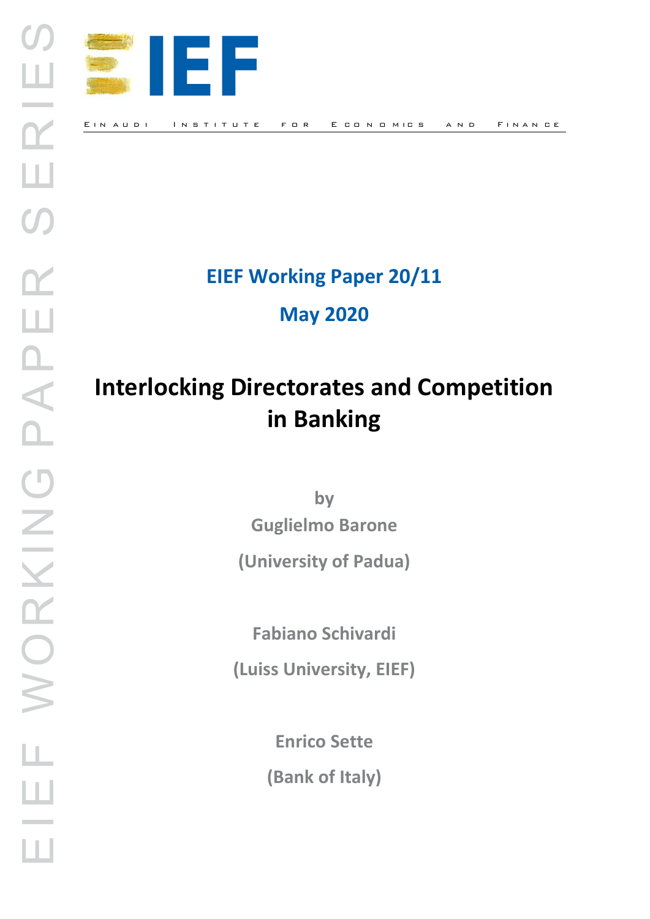EIEF

EINAUDI INSTITUTE FOR ECONOMICS AND FINANCE

**EIEF Working Paper 20/11**

**May 2020**

# Interlocking Directorates and Competition in Banking

by

**Guglielmo Barone**

**(University of Padua)**

**Fabiano Schivardi**

**(Luiss University, EIEF)**

**Enrico Sette**

**(Bank of Italy)**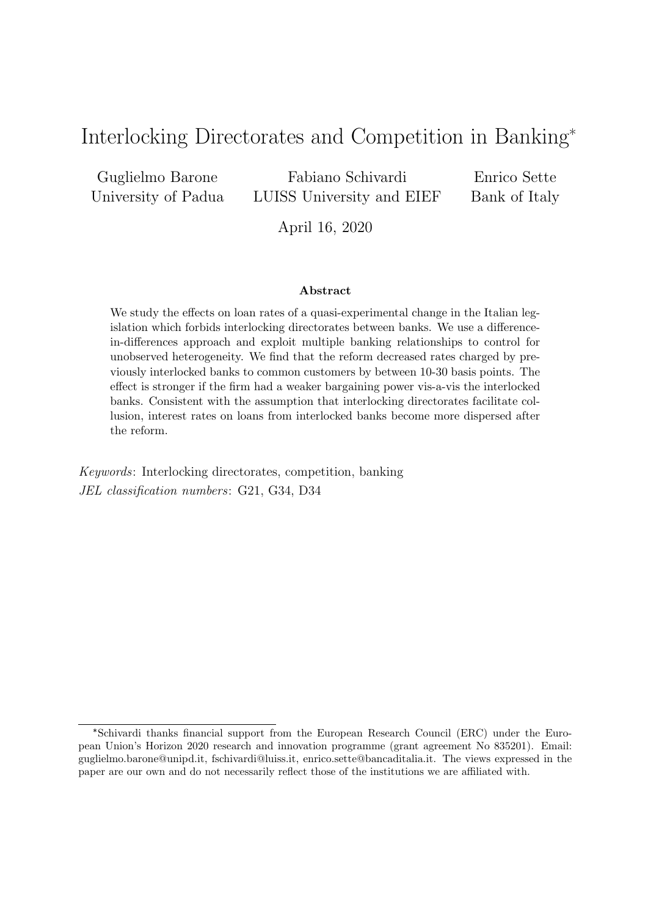# Interlocking Directorates and Competition in Banking*

Guglielmo Barone
University of Padua

Fabiano Schivardi
LUISS University and EIEF

Enrico Sette
Bank of Italy

April 16, 2020

**Abstract**

We study the effects on loan rates of a quasi-experimental change in the Italian legislation which forbids interlocking directorates between banks. We use a difference-in-differences approach and exploit multiple banking relationships to control for unobserved heterogeneity. We find that the reform decreased rates charged by previously interlocked banks to common customers by between 10-30 basis points. The effect is stronger if the firm had a weaker bargaining power vis-a-vis the interlocked banks. Consistent with the assumption that interlocking directorates facilitate collusion, interest rates on loans from interlocked banks become more dispersed after the reform.

*Keywords*: Interlocking directorates, competition, banking

*JEL classification numbers*: G21, G34, D34

*Schivardi thanks financial support from the European Research Council (ERC) under the European Union's Horizon 2020 research and innovation programme (grant agreement No 835201). Email: guglielmo.barone@unipd.it, fschivardi@luiss.it, enrico.sette@bancaditalia.it. The views expressed in the paper are our own and do not necessarily reflect those of the institutions we are affiliated with.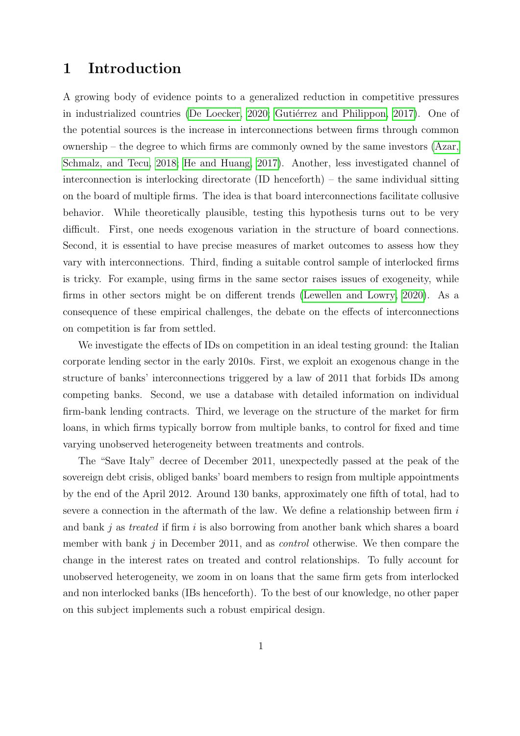# 1 Introduction

A growing body of evidence points to a generalized reduction in competitive pressures in industrialized countries (De Loecker, 2020; Gutiérrez and Philippon, 2017). One of the potential sources is the increase in interconnections between firms through common ownership – the degree to which firms are commonly owned by the same investors (Azar, Schmalz, and Tecu, 2018; He and Huang, 2017). Another, less investigated channel of interconnection is interlocking directorate (ID henceforth) – the same individual sitting on the board of multiple firms. The idea is that board interconnections facilitate collusive behavior. While theoretically plausible, testing this hypothesis turns out to be very difficult. First, one needs exogenous variation in the structure of board connections. Second, it is essential to have precise measures of market outcomes to assess how they vary with interconnections. Third, finding a suitable control sample of interlocked firms is tricky. For example, using firms in the same sector raises issues of exogeneity, while firms in other sectors might be on different trends (Lewellen and Lowry, 2020). As a consequence of these empirical challenges, the debate on the effects of interconnections on competition is far from settled.

We investigate the effects of IDs on competition in an ideal testing ground: the Italian corporate lending sector in the early 2010s. First, we exploit an exogenous change in the structure of banks' interconnections triggered by a law of 2011 that forbids IDs among competing banks. Second, we use a database with detailed information on individual firm-bank lending contracts. Third, we leverage on the structure of the market for firm loans, in which firms typically borrow from multiple banks, to control for fixed and time varying unobserved heterogeneity between treatments and controls.

The "Save Italy" decree of December 2011, unexpectedly passed at the peak of the sovereign debt crisis, obliged banks' board members to resign from multiple appointments by the end of the April 2012. Around 130 banks, approximately one fifth of total, had to sever a connection in the aftermath of the law. We define a relationship between firm $i$ and bank $j$ as *treated* if firm $i$ is also borrowing from another bank which shares a board member with bank $j$ in December 2011, and as *control* otherwise. We then compare the change in the interest rates on treated and control relationships. To fully account for unobserved heterogeneity, we zoom in on loans that the same firm gets from interlocked and non interlocked banks (IBs henceforth). To the best of our knowledge, no other paper on this subject implements such a robust empirical design.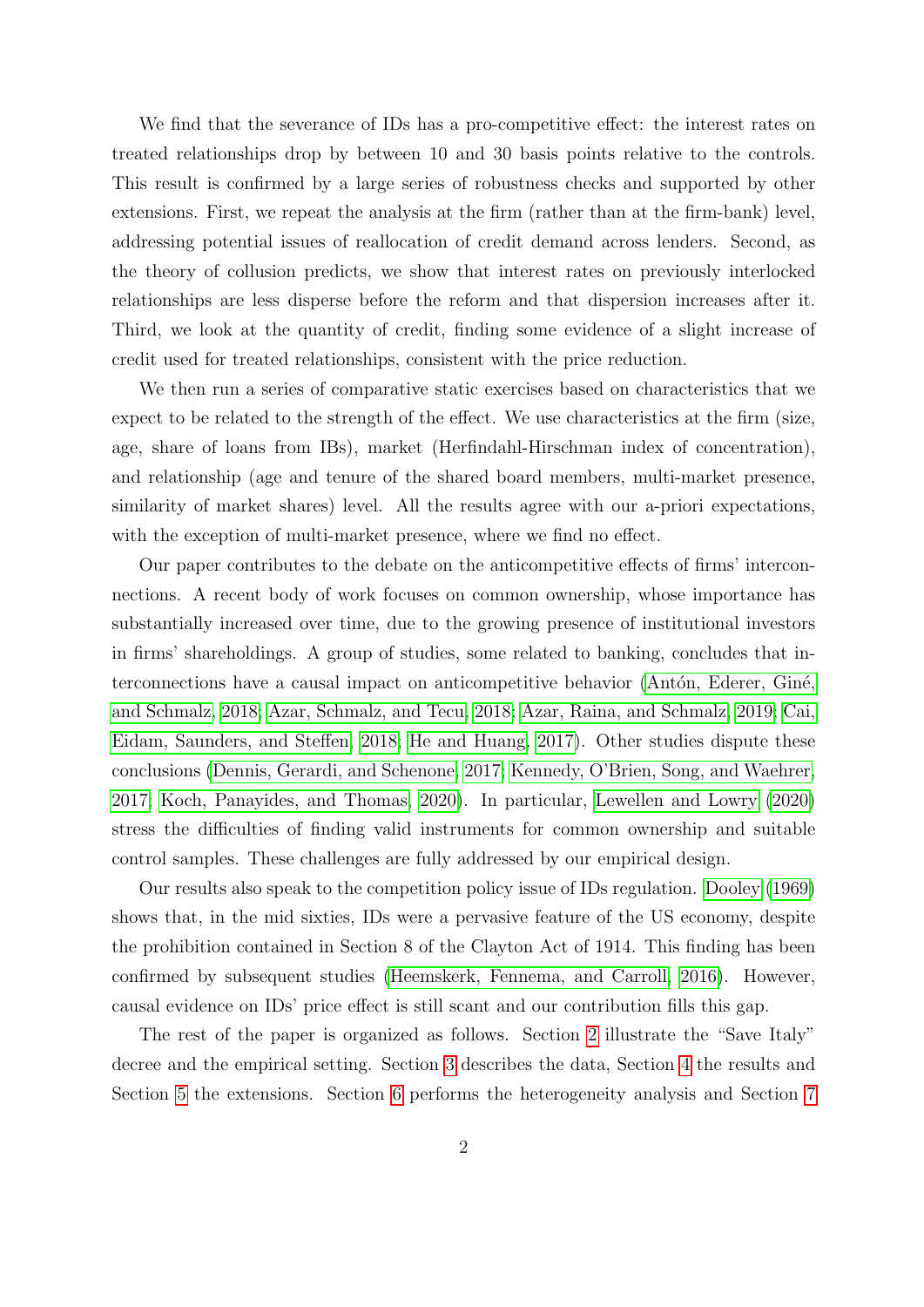We find that the severance of IDs has a pro-competitive effect: the interest rates on treated relationships drop by between 10 and 30 basis points relative to the controls. This result is confirmed by a large series of robustness checks and supported by other extensions. First, we repeat the analysis at the firm (rather than at the firm-bank) level, addressing potential issues of reallocation of credit demand across lenders. Second, as the theory of collusion predicts, we show that interest rates on previously interlocked relationships are less disperse before the reform and that dispersion increases after it. Third, we look at the quantity of credit, finding some evidence of a slight increase of credit used for treated relationships, consistent with the price reduction.

We then run a series of comparative static exercises based on characteristics that we expect to be related to the strength of the effect. We use characteristics at the firm (size, age, share of loans from IBs), market (Herfindahl-Hirschman index of concentration), and relationship (age and tenure of the shared board members, multi-market presence, similarity of market shares) level. All the results agree with our a-priori expectations, with the exception of multi-market presence, where we find no effect.

Our paper contributes to the debate on the anticompetitive effects of firms' interconnections. A recent body of work focuses on common ownership, whose importance has substantially increased over time, due to the growing presence of institutional investors in firms' shareholdings. A group of studies, some related to banking, concludes that interconnections have a causal impact on anticompetitive behavior (Antón, Ederer, Giné, and Schmalz, 2018; Azar, Schmalz, and Tecu, 2018; Azar, Raina, and Schmalz, 2019; Cai, Eidam, Saunders, and Steffen, 2018; He and Huang, 2017). Other studies dispute these conclusions (Dennis, Gerardi, and Schenone, 2017; Kennedy, O'Brien, Song, and Waehrer, 2017; Koch, Panayides, and Thomas, 2020). In particular, Lewellen and Lowry (2020) stress the difficulties of finding valid instruments for common ownership and suitable control samples. These challenges are fully addressed by our empirical design.

Our results also speak to the competition policy issue of IDs regulation. Dooley (1969) shows that, in the mid sixties, IDs were a pervasive feature of the US economy, despite the prohibition contained in Section 8 of the Clayton Act of 1914. This finding has been confirmed by subsequent studies (Heemskerk, Fennema, and Carroll, 2016). However, causal evidence on IDs' price effect is still scant and our contribution fills this gap.

The rest of the paper is organized as follows. Section 2 illustrate the "Save Italy" decree and the empirical setting. Section 3 describes the data, Section 4 the results and Section 5 the extensions. Section 6 performs the heterogeneity analysis and Section 7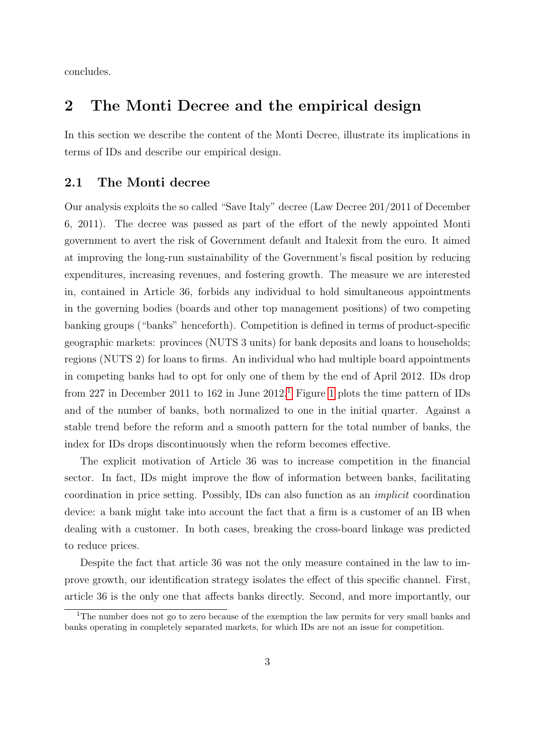concludes.

## 2 The Monti Decree and the empirical design

In this section we describe the content of the Monti Decree, illustrate its implications in terms of IDs and describe our empirical design.

### 2.1 The Monti decree

Our analysis exploits the so called "Save Italy" decree (Law Decree 201/2011 of December 6, 2011). The decree was passed as part of the effort of the newly appointed Monti government to avert the risk of Government default and Italexit from the euro. It aimed at improving the long-run sustainability of the Government's fiscal position by reducing expenditures, increasing revenues, and fostering growth. The measure we are interested in, contained in Article 36, forbids any individual to hold simultaneous appointments in the governing bodies (boards and other top management positions) of two competing banking groups ("banks" henceforth). Competition is defined in terms of product-specific geographic markets: provinces (NUTS 3 units) for bank deposits and loans to households; regions (NUTS 2) for loans to firms. An individual who had multiple board appointments in competing banks had to opt for only one of them by the end of April 2012. IDs drop from 227 in December 2011 to 162 in June 2012.[1] Figure 1 plots the time pattern of IDs and of the number of banks, both normalized to one in the initial quarter. Against a stable trend before the reform and a smooth pattern for the total number of banks, the index for IDs drops discontinuously when the reform becomes effective.

The explicit motivation of Article 36 was to increase competition in the financial sector. In fact, IDs might improve the flow of information between banks, facilitating coordination in price setting. Possibly, IDs can also function as an *implicit* coordination device: a bank might take into account the fact that a firm is a customer of an IB when dealing with a customer. In both cases, breaking the cross-board linkage was predicted to reduce prices.

Despite the fact that article 36 was not the only measure contained in the law to improve growth, our identification strategy isolates the effect of this specific channel. First, article 36 is the only one that affects banks directly. Second, and more importantly, our

[1] The number does not go to zero because of the exemption the law permits for very small banks and banks operating in completely separated markets, for which IDs are not an issue for competition.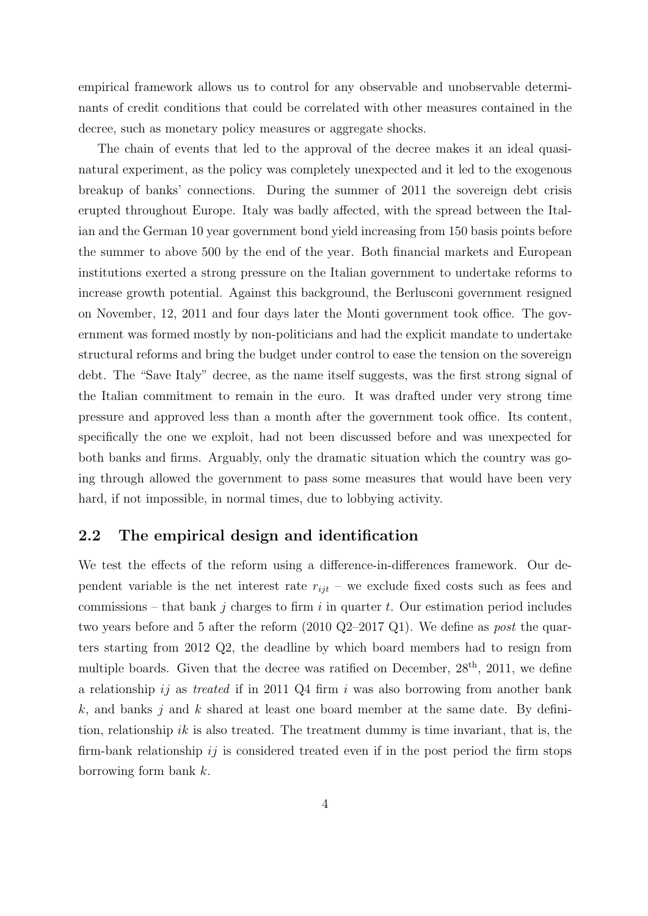empirical framework allows us to control for any observable and unobservable determinants of credit conditions that could be correlated with other measures contained in the decree, such as monetary policy measures or aggregate shocks.

The chain of events that led to the approval of the decree makes it an ideal quasi-natural experiment, as the policy was completely unexpected and it led to the exogenous breakup of banks' connections. During the summer of 2011 the sovereign debt crisis erupted throughout Europe. Italy was badly affected, with the spread between the Italian and the German 10 year government bond yield increasing from 150 basis points before the summer to above 500 by the end of the year. Both financial markets and European institutions exerted a strong pressure on the Italian government to undertake reforms to increase growth potential. Against this background, the Berlusconi government resigned on November, 12, 2011 and four days later the Monti government took office. The government was formed mostly by non-politicians and had the explicit mandate to undertake structural reforms and bring the budget under control to ease the tension on the sovereign debt. The "Save Italy" decree, as the name itself suggests, was the first strong signal of the Italian commitment to remain in the euro. It was drafted under very strong time pressure and approved less than a month after the government took office. Its content, specifically the one we exploit, had not been discussed before and was unexpected for both banks and firms. Arguably, only the dramatic situation which the country was going through allowed the government to pass some measures that would have been very hard, if not impossible, in normal times, due to lobbying activity.

## 2.2 The empirical design and identification

We test the effects of the reform using a difference-in-differences framework. Our dependent variable is the net interest rate $r_{ijt}$ – we exclude fixed costs such as fees and commissions – that bank $j$ charges to firm $i$ in quarter $t$. Our estimation period includes two years before and 5 after the reform (2010 Q2–2017 Q1). We define as *post* the quarters starting from 2012 Q2, the deadline by which board members had to resign from multiple boards. Given that the decree was ratified on December, 28$^{\text{th}}$, 2011, we define a relationship $ij$ as *treated* if in 2011 Q4 firm $i$ was also borrowing from another bank $k$, and banks $j$ and $k$ shared at least one board member at the same date. By definition, relationship $ik$ is also treated. The treatment dummy is time invariant, that is, the firm-bank relationship $ij$ is considered treated even if in the post period the firm stops borrowing form bank $k$.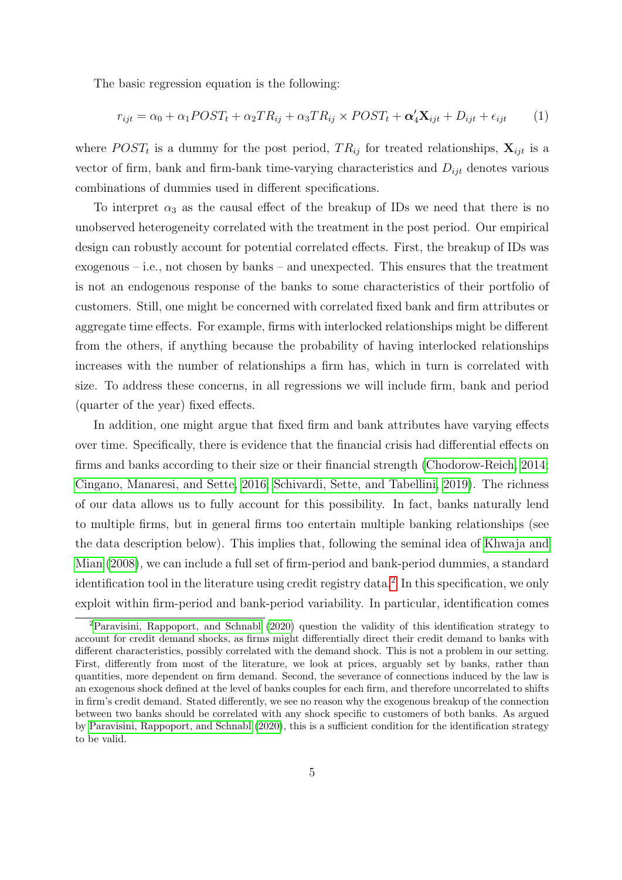The basic regression equation is the following:

$$r_{ijt} = \alpha_0 + \alpha_1 POST_t + \alpha_2 TR_{ij} + \alpha_3 TR_{ij} \times POST_t + \boldsymbol{\alpha}_4' \mathbf{X}_{ijt} + D_{ijt} + \epsilon_{ijt} \qquad (1)$$

where $POST_t$ is a dummy for the post period, $TR_{ij}$ for treated relationships, $\mathbf{X}_{ijt}$ is a vector of firm, bank and firm-bank time-varying characteristics and $D_{ijt}$ denotes various combinations of dummies used in different specifications.

To interpret $\alpha_3$ as the causal effect of the breakup of IDs we need that there is no unobserved heterogeneity correlated with the treatment in the post period. Our empirical design can robustly account for potential correlated effects. First, the breakup of IDs was exogenous – i.e., not chosen by banks – and unexpected. This ensures that the treatment is not an endogenous response of the banks to some characteristics of their portfolio of customers. Still, one might be concerned with correlated fixed bank and firm attributes or aggregate time effects. For example, firms with interlocked relationships might be different from the others, if anything because the probability of having interlocked relationships increases with the number of relationships a firm has, which in turn is correlated with size. To address these concerns, in all regressions we will include firm, bank and period (quarter of the year) fixed effects.

In addition, one might argue that fixed firm and bank attributes have varying effects over time. Specifically, there is evidence that the financial crisis had differential effects on firms and banks according to their size or their financial strength (Chodorow-Reich, 2014; Cingano, Manaresi, and Sette, 2016; Schivardi, Sette, and Tabellini, 2019). The richness of our data allows us to fully account for this possibility. In fact, banks naturally lend to multiple firms, but in general firms too entertain multiple banking relationships (see the data description below). This implies that, following the seminal idea of Khwaja and Mian (2008), we can include a full set of firm-period and bank-period dummies, a standard identification tool in the literature using credit registry data.[2] In this specification, we only exploit within firm-period and bank-period variability. In particular, identification comes

---

[2] Paravisini, Rappoport, and Schnabl (2020) question the validity of this identification strategy to account for credit demand shocks, as firms might differentially direct their credit demand to banks with different characteristics, possibly correlated with the demand shock. This is not a problem in our setting. First, differently from most of the literature, we look at prices, arguably set by banks, rather than quantities, more dependent on firm demand. Second, the severance of connections induced by the law is an exogenous shock defined at the level of banks couples for each firm, and therefore uncorrelated to shifts in firm's credit demand. Stated differently, we see no reason why the exogenous breakup of the connection between two banks should be correlated with any shock specific to customers of both banks. As argued by Paravisini, Rappoport, and Schnabl (2020), this is a sufficient condition for the identification strategy to be valid.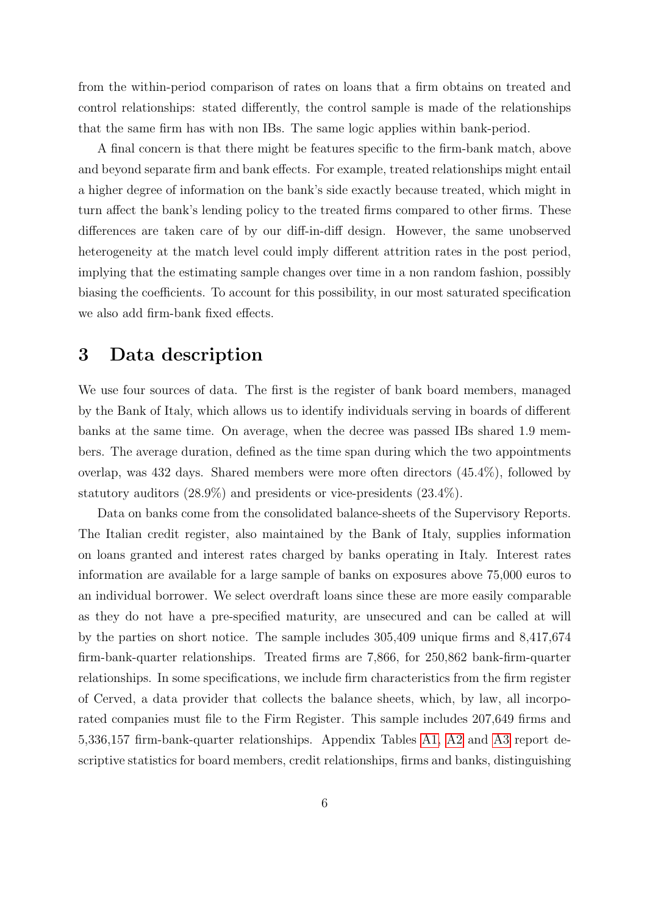from the within-period comparison of rates on loans that a firm obtains on treated and control relationships: stated differently, the control sample is made of the relationships that the same firm has with non IBs. The same logic applies within bank-period.

A final concern is that there might be features specific to the firm-bank match, above and beyond separate firm and bank effects. For example, treated relationships might entail a higher degree of information on the bank's side exactly because treated, which might in turn affect the bank's lending policy to the treated firms compared to other firms. These differences are taken care of by our diff-in-diff design. However, the same unobserved heterogeneity at the match level could imply different attrition rates in the post period, implying that the estimating sample changes over time in a non random fashion, possibly biasing the coefficients. To account for this possibility, in our most saturated specification we also add firm-bank fixed effects.

# 3 Data description

We use four sources of data. The first is the register of bank board members, managed by the Bank of Italy, which allows us to identify individuals serving in boards of different banks at the same time. On average, when the decree was passed IBs shared 1.9 members. The average duration, defined as the time span during which the two appointments overlap, was 432 days. Shared members were more often directors (45.4%), followed by statutory auditors (28.9%) and presidents or vice-presidents (23.4%).

Data on banks come from the consolidated balance-sheets of the Supervisory Reports. The Italian credit register, also maintained by the Bank of Italy, supplies information on loans granted and interest rates charged by banks operating in Italy. Interest rates information are available for a large sample of banks on exposures above 75,000 euros to an individual borrower. We select overdraft loans since these are more easily comparable as they do not have a pre-specified maturity, are unsecured and can be called at will by the parties on short notice. The sample includes 305,409 unique firms and 8,417,674 firm-bank-quarter relationships. Treated firms are 7,866, for 250,862 bank-firm-quarter relationships. In some specifications, we include firm characteristics from the firm register of Cerved, a data provider that collects the balance sheets, which, by law, all incorporated companies must file to the Firm Register. This sample includes 207,649 firms and 5,336,157 firm-bank-quarter relationships. Appendix Tables A1, A2 and A3 report descriptive statistics for board members, credit relationships, firms and banks, distinguishing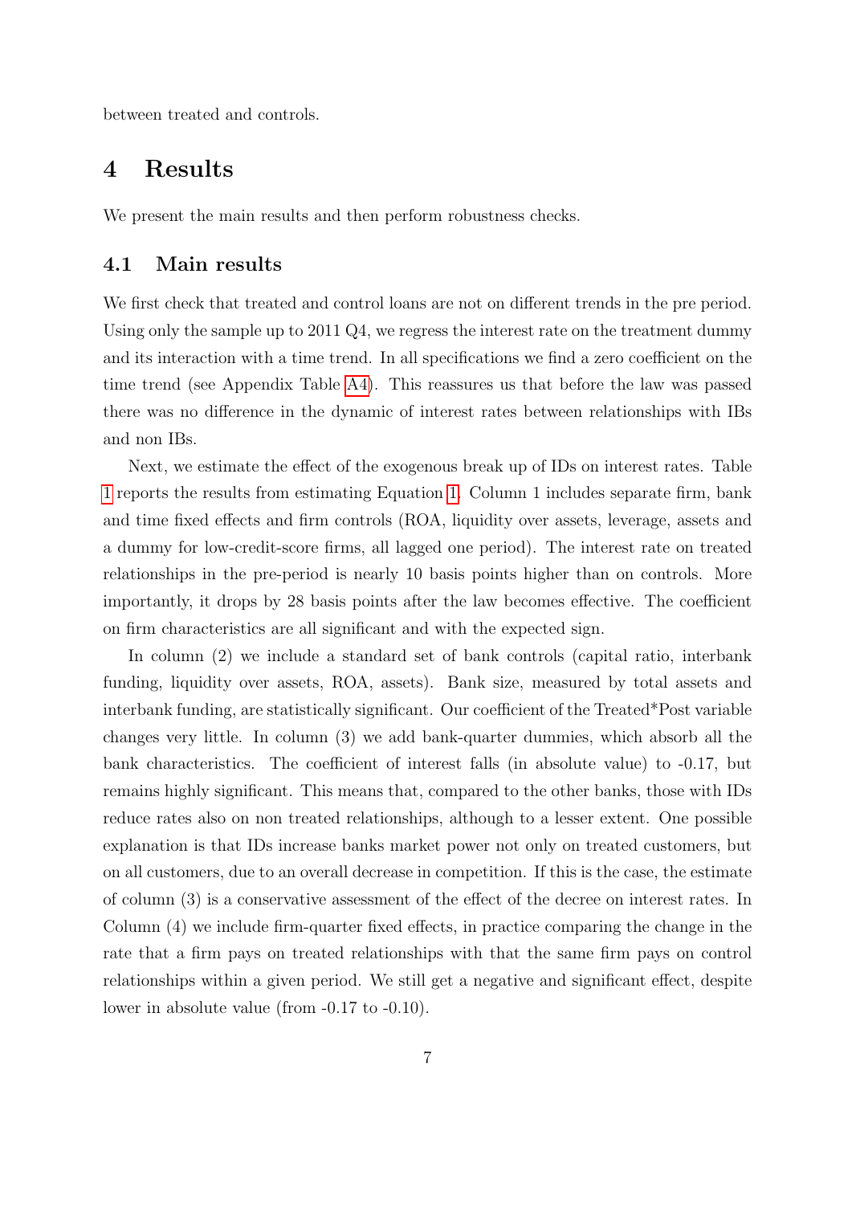between treated and controls.

# 4 Results

We present the main results and then perform robustness checks.

## 4.1 Main results

We first check that treated and control loans are not on different trends in the pre period. Using only the sample up to 2011 Q4, we regress the interest rate on the treatment dummy and its interaction with a time trend. In all specifications we find a zero coefficient on the time trend (see Appendix Table A4). This reassures us that before the law was passed there was no difference in the dynamic of interest rates between relationships with IBs and non IBs.

Next, we estimate the effect of the exogenous break up of IDs on interest rates. Table 1 reports the results from estimating Equation 1. Column 1 includes separate firm, bank and time fixed effects and firm controls (ROA, liquidity over assets, leverage, assets and a dummy for low-credit-score firms, all lagged one period). The interest rate on treated relationships in the pre-period is nearly 10 basis points higher than on controls. More importantly, it drops by 28 basis points after the law becomes effective. The coefficient on firm characteristics are all significant and with the expected sign.

In column (2) we include a standard set of bank controls (capital ratio, interbank funding, liquidity over assets, ROA, assets). Bank size, measured by total assets and interbank funding, are statistically significant. Our coefficient of the Treated*Post variable changes very little. In column (3) we add bank-quarter dummies, which absorb all the bank characteristics. The coefficient of interest falls (in absolute value) to -0.17, but remains highly significant. This means that, compared to the other banks, those with IDs reduce rates also on non treated relationships, although to a lesser extent. One possible explanation is that IDs increase banks market power not only on treated customers, but on all customers, due to an overall decrease in competition. If this is the case, the estimate of column (3) is a conservative assessment of the effect of the decree on interest rates. In Column (4) we include firm-quarter fixed effects, in practice comparing the change in the rate that a firm pays on treated relationships with that the same firm pays on control relationships within a given period. We still get a negative and significant effect, despite lower in absolute value (from -0.17 to -0.10).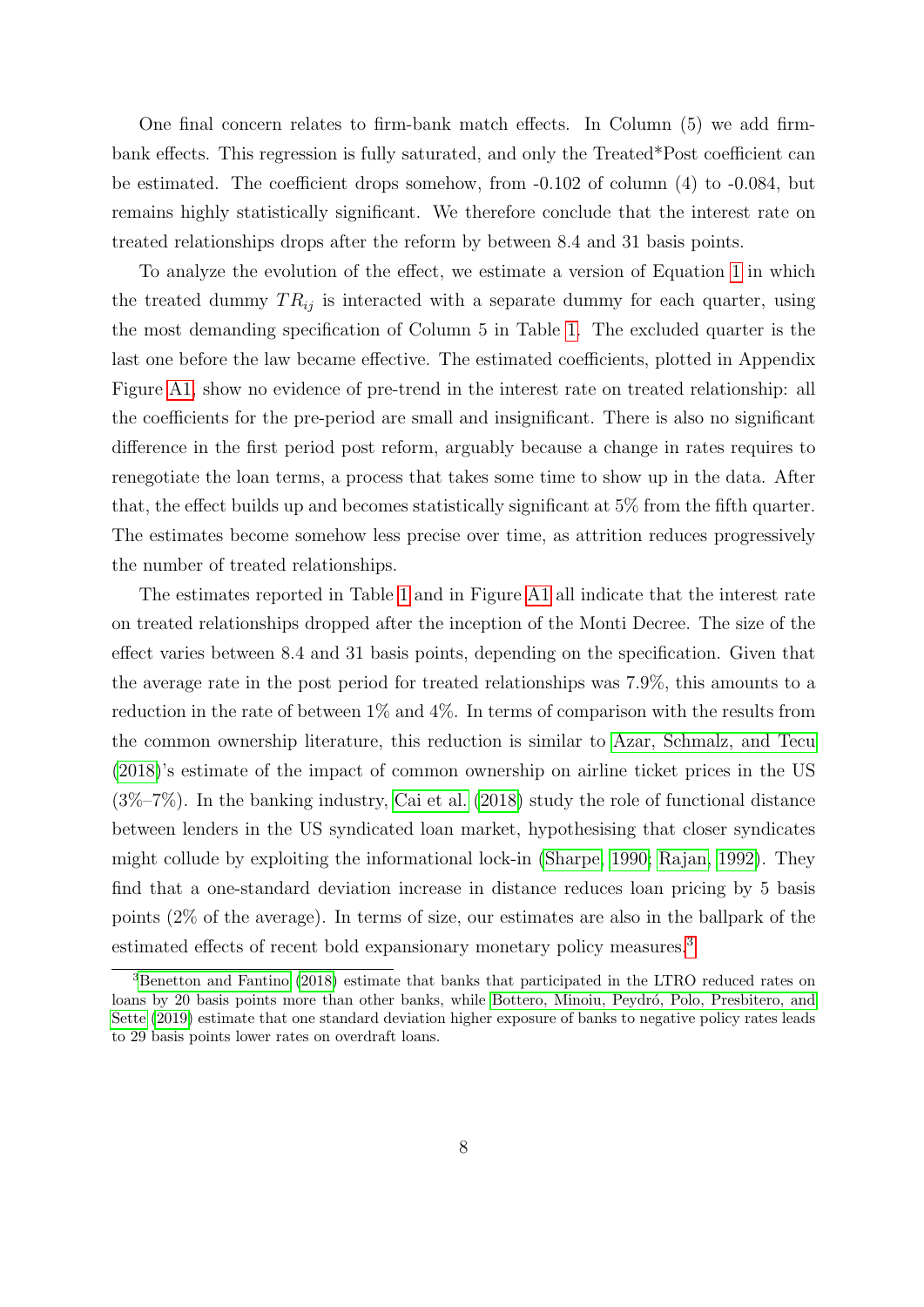One final concern relates to firm-bank match effects. In Column (5) we add firm-bank effects. This regression is fully saturated, and only the Treated*Post coefficient can be estimated. The coefficient drops somehow, from -0.102 of column (4) to -0.084, but remains highly statistically significant. We therefore conclude that the interest rate on treated relationships drops after the reform by between 8.4 and 31 basis points.

To analyze the evolution of the effect, we estimate a version of Equation 1 in which the treated dummy $TR_{ij}$ is interacted with a separate dummy for each quarter, using the most demanding specification of Column 5 in Table 1. The excluded quarter is the last one before the law became effective. The estimated coefficients, plotted in Appendix Figure A1, show no evidence of pre-trend in the interest rate on treated relationship: all the coefficients for the pre-period are small and insignificant. There is also no significant difference in the first period post reform, arguably because a change in rates requires to renegotiate the loan terms, a process that takes some time to show up in the data. After that, the effect builds up and becomes statistically significant at 5% from the fifth quarter. The estimates become somehow less precise over time, as attrition reduces progressively the number of treated relationships.

The estimates reported in Table 1 and in Figure A1 all indicate that the interest rate on treated relationships dropped after the inception of the Monti Decree. The size of the effect varies between 8.4 and 31 basis points, depending on the specification. Given that the average rate in the post period for treated relationships was 7.9%, this amounts to a reduction in the rate of between 1% and 4%. In terms of comparison with the results from the common ownership literature, this reduction is similar to Azar, Schmalz, and Tecu (2018)'s estimate of the impact of common ownership on airline ticket prices in the US (3%–7%). In the banking industry, Cai et al. (2018) study the role of functional distance between lenders in the US syndicated loan market, hypothesising that closer syndicates might collude by exploiting the informational lock-in (Sharpe, 1990; Rajan, 1992). They find that a one-standard deviation increase in distance reduces loan pricing by 5 basis points (2% of the average). In terms of size, our estimates are also in the ballpark of the estimated effects of recent bold expansionary monetary policy measures.[3]

[3] Benetton and Fantino (2018) estimate that banks that participated in the LTRO reduced rates on loans by 20 basis points more than other banks, while Bottero, Minoiu, Peydró, Polo, Presbitero, and Sette (2019) estimate that one standard deviation higher exposure of banks to negative policy rates leads to 29 basis points lower rates on overdraft loans.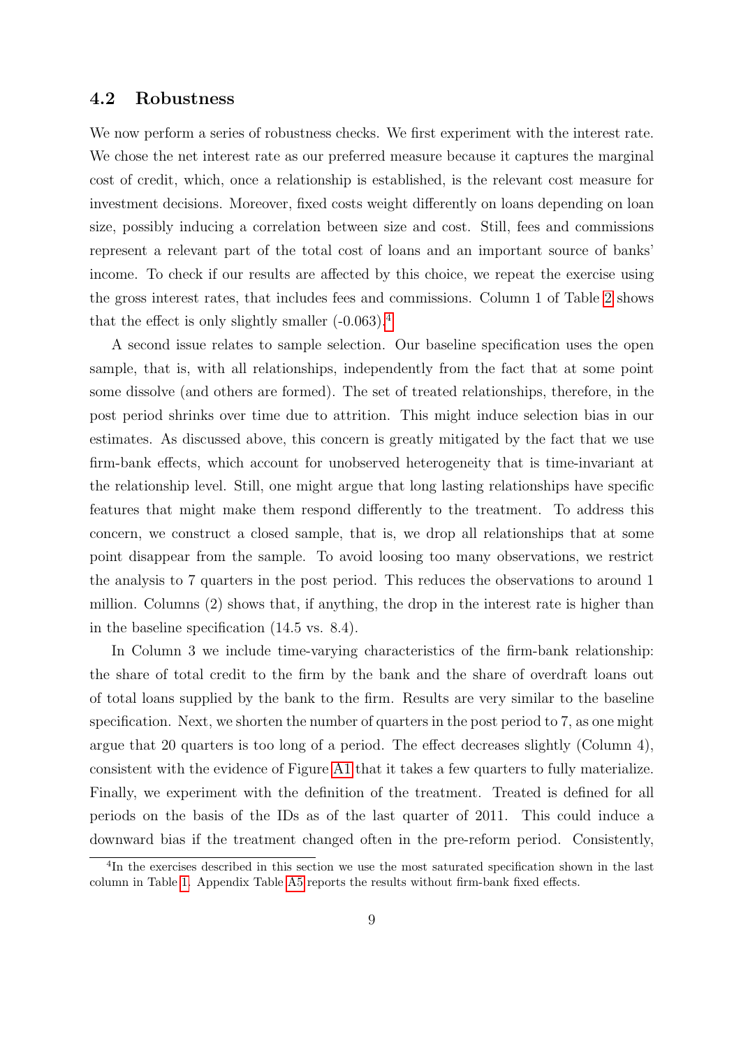## 4.2 Robustness

We now perform a series of robustness checks. We first experiment with the interest rate. We chose the net interest rate as our preferred measure because it captures the marginal cost of credit, which, once a relationship is established, is the relevant cost measure for investment decisions. Moreover, fixed costs weight differently on loans depending on loan size, possibly inducing a correlation between size and cost. Still, fees and commissions represent a relevant part of the total cost of loans and an important source of banks' income. To check if our results are affected by this choice, we repeat the exercise using the gross interest rates, that includes fees and commissions. Column 1 of Table 2 shows that the effect is only slightly smaller (-0.063).[4]

A second issue relates to sample selection. Our baseline specification uses the open sample, that is, with all relationships, independently from the fact that at some point some dissolve (and others are formed). The set of treated relationships, therefore, in the post period shrinks over time due to attrition. This might induce selection bias in our estimates. As discussed above, this concern is greatly mitigated by the fact that we use firm-bank effects, which account for unobserved heterogeneity that is time-invariant at the relationship level. Still, one might argue that long lasting relationships have specific features that might make them respond differently to the treatment. To address this concern, we construct a closed sample, that is, we drop all relationships that at some point disappear from the sample. To avoid loosing too many observations, we restrict the analysis to 7 quarters in the post period. This reduces the observations to around 1 million. Columns (2) shows that, if anything, the drop in the interest rate is higher than in the baseline specification (14.5 vs. 8.4).

In Column 3 we include time-varying characteristics of the firm-bank relationship: the share of total credit to the firm by the bank and the share of overdraft loans out of total loans supplied by the bank to the firm. Results are very similar to the baseline specification. Next, we shorten the number of quarters in the post period to 7, as one might argue that 20 quarters is too long of a period. The effect decreases slightly (Column 4), consistent with the evidence of Figure A1 that it takes a few quarters to fully materialize. Finally, we experiment with the definition of the treatment. Treated is defined for all periods on the basis of the IDs as of the last quarter of 2011. This could induce a downward bias if the treatment changed often in the pre-reform period. Consistently,

[4] In the exercises described in this section we use the most saturated specification shown in the last column in Table 1. Appendix Table A5 reports the results without firm-bank fixed effects.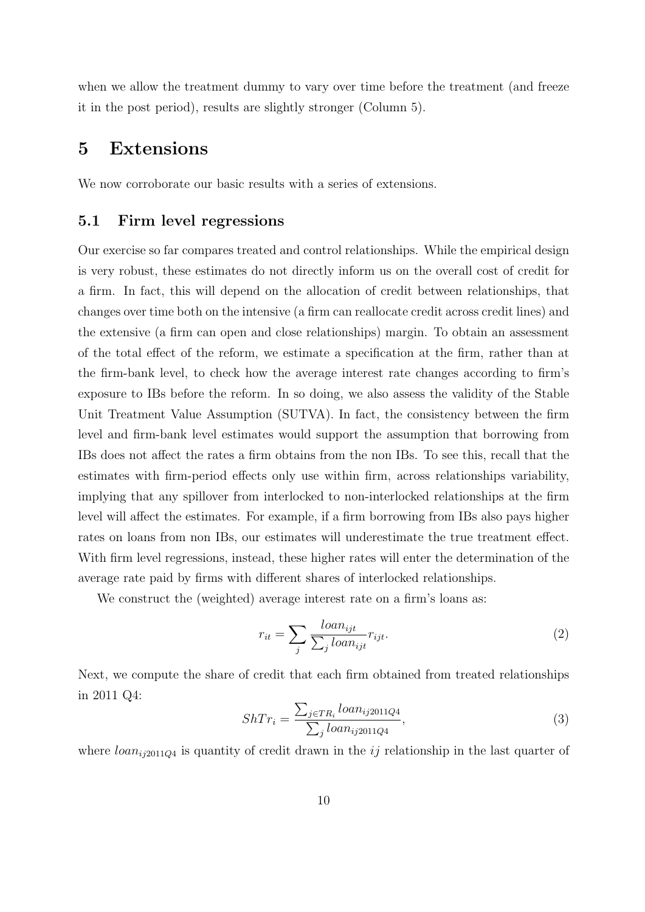when we allow the treatment dummy to vary over time before the treatment (and freeze it in the post period), results are slightly stronger (Column 5).

# 5 Extensions

We now corroborate our basic results with a series of extensions.

## 5.1 Firm level regressions

Our exercise so far compares treated and control relationships. While the empirical design is very robust, these estimates do not directly inform us on the overall cost of credit for a firm. In fact, this will depend on the allocation of credit between relationships, that changes over time both on the intensive (a firm can reallocate credit across credit lines) and the extensive (a firm can open and close relationships) margin. To obtain an assessment of the total effect of the reform, we estimate a specification at the firm, rather than at the firm-bank level, to check how the average interest rate changes according to firm's exposure to IBs before the reform. In so doing, we also assess the validity of the Stable Unit Treatment Value Assumption (SUTVA). In fact, the consistency between the firm level and firm-bank level estimates would support the assumption that borrowing from IBs does not affect the rates a firm obtains from the non IBs. To see this, recall that the estimates with firm-period effects only use within firm, across relationships variability, implying that any spillover from interlocked to non-interlocked relationships at the firm level will affect the estimates. For example, if a firm borrowing from IBs also pays higher rates on loans from non IBs, our estimates will underestimate the true treatment effect. With firm level regressions, instead, these higher rates will enter the determination of the average rate paid by firms with different shares of interlocked relationships.

We construct the (weighted) average interest rate on a firm's loans as:

$$r_{it} = \sum_{j} \frac{loan_{ijt}}{\sum_{j} loan_{ijt}} r_{ijt}. \tag{2}$$

Next, we compute the share of credit that each firm obtained from treated relationships in 2011 Q4:

$$ShTr_{i} = \frac{\sum_{j \in TR_{i}} loan_{ij2011Q4}}{\sum_{j} loan_{ij2011Q4}}, \tag{3}$$

where $loan_{ij2011Q4}$ is quantity of credit drawn in the $ij$ relationship in the last quarter of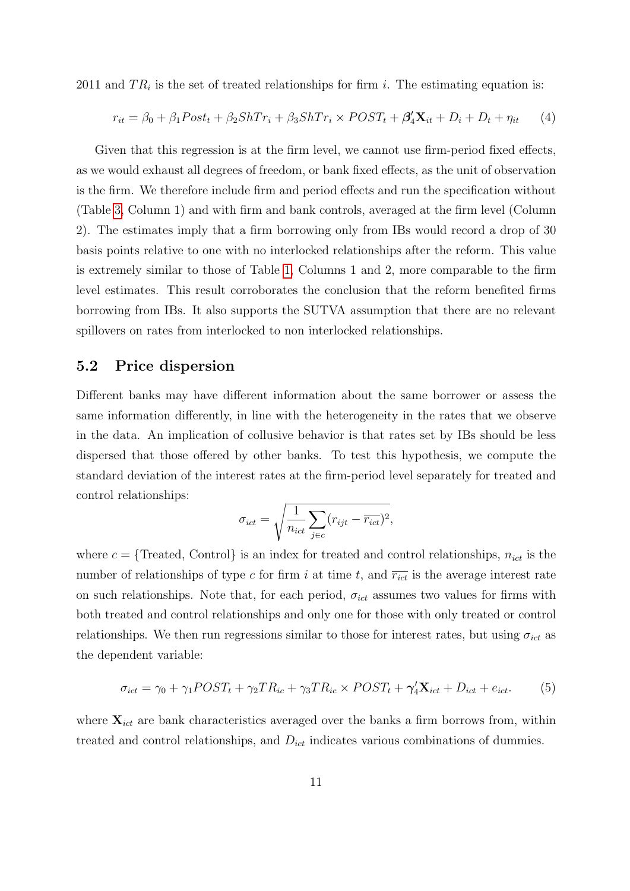2011 and $TR_i$ is the set of treated relationships for firm $i$. The estimating equation is:

$$r_{it} = \beta_0 + \beta_1 Post_t + \beta_2 ShTr_i + \beta_3 ShTr_i \times POST_t + \boldsymbol{\beta}_4' \mathbf{X}_{it} + D_i + D_t + \eta_{it} \qquad (4)$$

Given that this regression is at the firm level, we cannot use firm-period fixed effects, as we would exhaust all degrees of freedom, or bank fixed effects, as the unit of observation is the firm. We therefore include firm and period effects and run the specification without (Table 3, Column 1) and with firm and bank controls, averaged at the firm level (Column 2). The estimates imply that a firm borrowing only from IBs would record a drop of 30 basis points relative to one with no interlocked relationships after the reform. This value is extremely similar to those of Table 1, Columns 1 and 2, more comparable to the firm level estimates. This result corroborates the conclusion that the reform benefited firms borrowing from IBs. It also supports the SUTVA assumption that there are no relevant spillovers on rates from interlocked to non interlocked relationships.

## 5.2 Price dispersion

Different banks may have different information about the same borrower or assess the same information differently, in line with the heterogeneity in the rates that we observe in the data. An implication of collusive behavior is that rates set by IBs should be less dispersed that those offered by other banks. To test this hypothesis, we compute the standard deviation of the interest rates at the firm-period level separately for treated and control relationships:

$$\sigma_{ict} = \sqrt{\frac{1}{n_{ict}} \sum_{j \in c} (r_{ijt} - \overline{r_{ict}})^2},$$

where $c = \{\text{Treated, Control}\}$ is an index for treated and control relationships, $n_{ict}$ is the number of relationships of type $c$ for firm $i$ at time $t$, and $\overline{r_{ict}}$ is the average interest rate on such relationships. Note that, for each period, $\sigma_{ict}$ assumes two values for firms with both treated and control relationships and only one for those with only treated or control relationships. We then run regressions similar to those for interest rates, but using $\sigma_{ict}$ as the dependent variable:

$$\sigma_{ict} = \gamma_0 + \gamma_1 POST_t + \gamma_2 TR_{ic} + \gamma_3 TR_{ic} \times POST_t + \boldsymbol{\gamma}_4' \mathbf{X}_{ict} + D_{ict} + e_{ict}. \qquad (5)$$

where $\mathbf{X}_{ict}$ are bank characteristics averaged over the banks a firm borrows from, within treated and control relationships, and $D_{ict}$ indicates various combinations of dummies.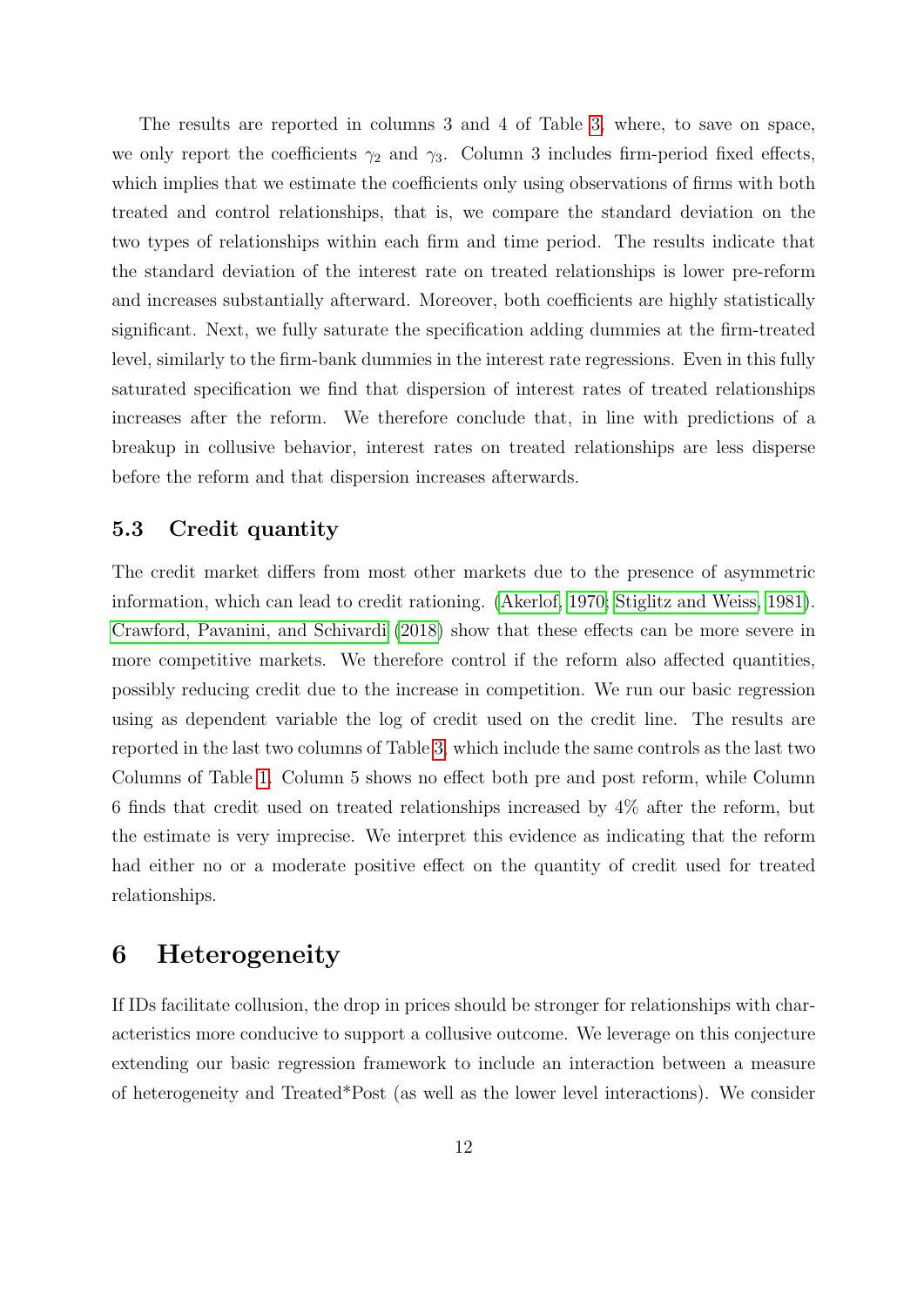The results are reported in columns 3 and 4 of Table 3, where, to save on space, we only report the coefficients $\gamma_2$ and $\gamma_3$. Column 3 includes firm-period fixed effects, which implies that we estimate the coefficients only using observations of firms with both treated and control relationships, that is, we compare the standard deviation on the two types of relationships within each firm and time period. The results indicate that the standard deviation of the interest rate on treated relationships is lower pre-reform and increases substantially afterward. Moreover, both coefficients are highly statistically significant. Next, we fully saturate the specification adding dummies at the firm-treated level, similarly to the firm-bank dummies in the interest rate regressions. Even in this fully saturated specification we find that dispersion of interest rates of treated relationships increases after the reform. We therefore conclude that, in line with predictions of a breakup in collusive behavior, interest rates on treated relationships are less disperse before the reform and that dispersion increases afterwards.

## 5.3 Credit quantity

The credit market differs from most other markets due to the presence of asymmetric information, which can lead to credit rationing. (Akerlof, 1970; Stiglitz and Weiss, 1981). Crawford, Pavanini, and Schivardi (2018) show that these effects can be more severe in more competitive markets. We therefore control if the reform also affected quantities, possibly reducing credit due to the increase in competition. We run our basic regression using as dependent variable the log of credit used on the credit line. The results are reported in the last two columns of Table 3, which include the same controls as the last two Columns of Table 1. Column 5 shows no effect both pre and post reform, while Column 6 finds that credit used on treated relationships increased by 4% after the reform, but the estimate is very imprecise. We interpret this evidence as indicating that the reform had either no or a moderate positive effect on the quantity of credit used for treated relationships.

# 6 Heterogeneity

If IDs facilitate collusion, the drop in prices should be stronger for relationships with characteristics more conducive to support a collusive outcome. We leverage on this conjecture extending our basic regression framework to include an interaction between a measure of heterogeneity and Treated*Post (as well as the lower level interactions). We consider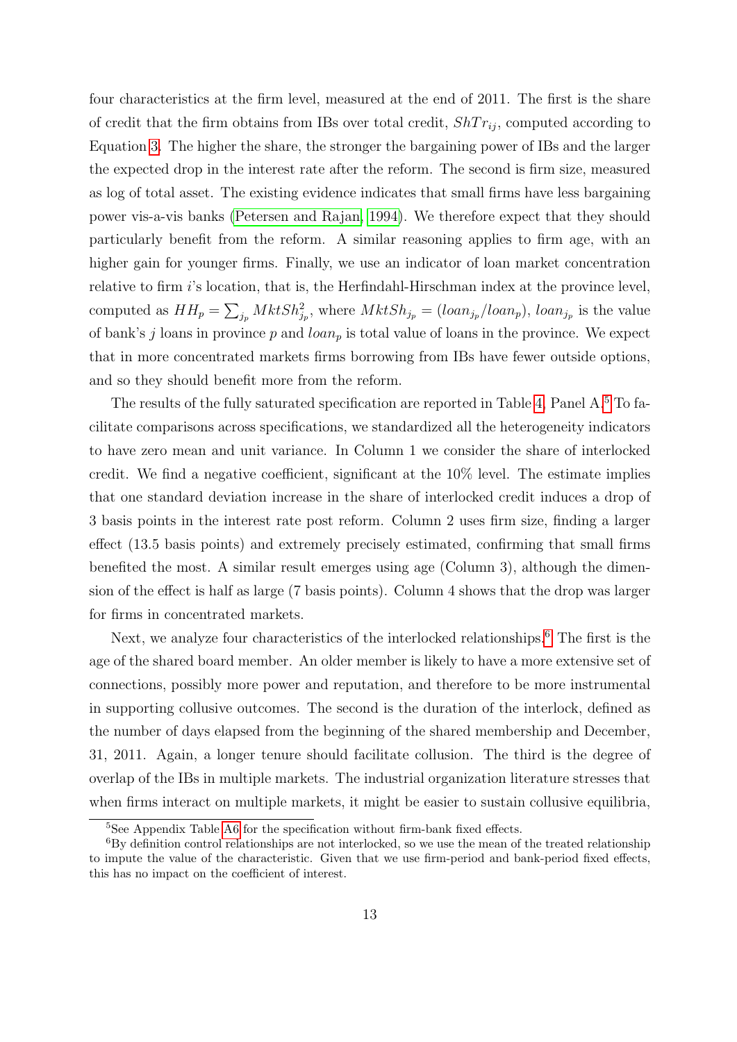four characteristics at the firm level, measured at the end of 2011. The first is the share of credit that the firm obtains from IBs over total credit, $ShTr_{ij}$, computed according to Equation 3. The higher the share, the stronger the bargaining power of IBs and the larger the expected drop in the interest rate after the reform. The second is firm size, measured as log of total asset. The existing evidence indicates that small firms have less bargaining power vis-a-vis banks (Petersen and Rajan, 1994). We therefore expect that they should particularly benefit from the reform. A similar reasoning applies to firm age, with an higher gain for younger firms. Finally, we use an indicator of loan market concentration relative to firm $i$'s location, that is, the Herfindahl-Hirschman index at the province level, computed as $HH_p = \sum_{j_p} MktSh_{j_p}^2$, where $MktSh_{j_p} = (loan_{j_p}/loan_p)$, $loan_{j_p}$ is the value of bank's $j$ loans in province $p$ and $loan_p$ is total value of loans in the province. We expect that in more concentrated markets firms borrowing from IBs have fewer outside options, and so they should benefit more from the reform.

The results of the fully saturated specification are reported in Table 4, Panel A.[5] To facilitate comparisons across specifications, we standardized all the heterogeneity indicators to have zero mean and unit variance. In Column 1 we consider the share of interlocked credit. We find a negative coefficient, significant at the 10% level. The estimate implies that one standard deviation increase in the share of interlocked credit induces a drop of 3 basis points in the interest rate post reform. Column 2 uses firm size, finding a larger effect (13.5 basis points) and extremely precisely estimated, confirming that small firms benefited the most. A similar result emerges using age (Column 3), although the dimension of the effect is half as large (7 basis points). Column 4 shows that the drop was larger for firms in concentrated markets.

Next, we analyze four characteristics of the interlocked relationships.[6] The first is the age of the shared board member. An older member is likely to have a more extensive set of connections, possibly more power and reputation, and therefore to be more instrumental in supporting collusive outcomes. The second is the duration of the interlock, defined as the number of days elapsed from the beginning of the shared membership and December, 31, 2011. Again, a longer tenure should facilitate collusion. The third is the degree of overlap of the IBs in multiple markets. The industrial organization literature stresses that when firms interact on multiple markets, it might be easier to sustain collusive equilibria,

[5] See Appendix Table A6 for the specification without firm-bank fixed effects.

[6] By definition control relationships are not interlocked, so we use the mean of the treated relationship to impute the value of the characteristic. Given that we use firm-period and bank-period fixed effects, this has no impact on the coefficient of interest.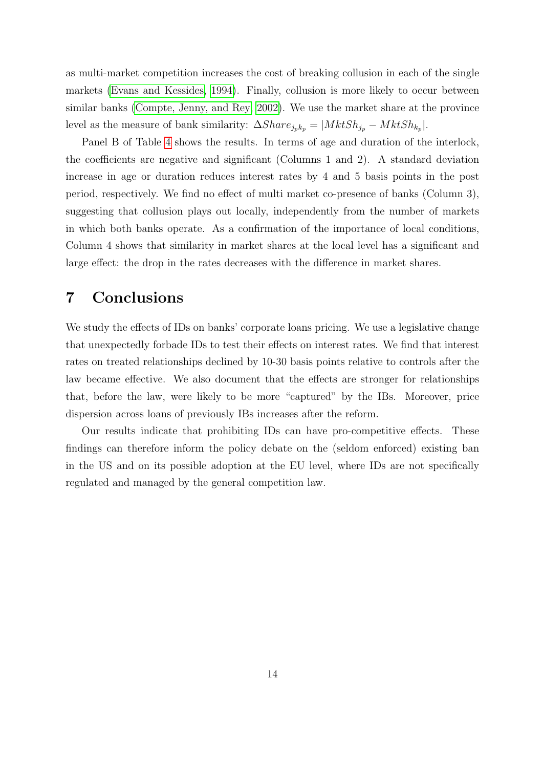as multi-market competition increases the cost of breaking collusion in each of the single markets (Evans and Kessides, 1994). Finally, collusion is more likely to occur between similar banks (Compte, Jenny, and Rey, 2002). We use the market share at the province level as the measure of bank similarity: $\Delta Share_{j_p k_p} = |MktSh_{j_p} - MktSh_{k_p}|$.

Panel B of Table 4 shows the results. In terms of age and duration of the interlock, the coefficients are negative and significant (Columns 1 and 2). A standard deviation increase in age or duration reduces interest rates by 4 and 5 basis points in the post period, respectively. We find no effect of multi market co-presence of banks (Column 3), suggesting that collusion plays out locally, independently from the number of markets in which both banks operate. As a confirmation of the importance of local conditions, Column 4 shows that similarity in market shares at the local level has a significant and large effect: the drop in the rates decreases with the difference in market shares.

## 7 Conclusions

We study the effects of IDs on banks' corporate loans pricing. We use a legislative change that unexpectedly forbade IDs to test their effects on interest rates. We find that interest rates on treated relationships declined by 10-30 basis points relative to controls after the law became effective. We also document that the effects are stronger for relationships that, before the law, were likely to be more "captured" by the IBs. Moreover, price dispersion across loans of previously IBs increases after the reform.

Our results indicate that prohibiting IDs can have pro-competitive effects. These findings can therefore inform the policy debate on the (seldom enforced) existing ban in the US and on its possible adoption at the EU level, where IDs are not specifically regulated and managed by the general competition law.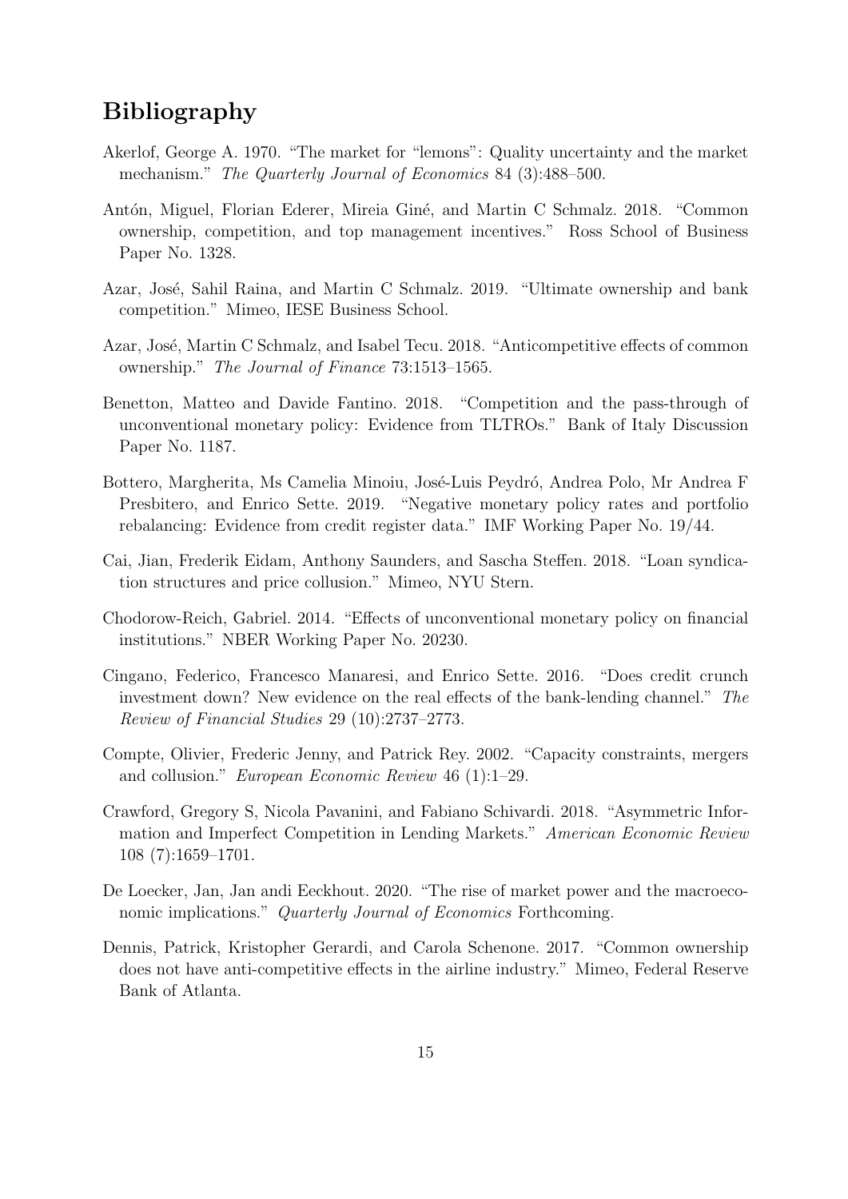# Bibliography

Akerlof, George A. 1970. "The market for "lemons": Quality uncertainty and the market mechanism." *The Quarterly Journal of Economics* 84 (3):488–500.

Antón, Miguel, Florian Ederer, Mireia Giné, and Martin C Schmalz. 2018. "Common ownership, competition, and top management incentives." Ross School of Business Paper No. 1328.

Azar, José, Sahil Raina, and Martin C Schmalz. 2019. "Ultimate ownership and bank competition." Mimeo, IESE Business School.

Azar, José, Martin C Schmalz, and Isabel Tecu. 2018. "Anticompetitive effects of common ownership." *The Journal of Finance* 73:1513–1565.

Benetton, Matteo and Davide Fantino. 2018. "Competition and the pass-through of unconventional monetary policy: Evidence from TLTROs." Bank of Italy Discussion Paper No. 1187.

Bottero, Margherita, Ms Camelia Minoiu, José-Luis Peydró, Andrea Polo, Mr Andrea F Presbitero, and Enrico Sette. 2019. "Negative monetary policy rates and portfolio rebalancing: Evidence from credit register data." IMF Working Paper No. 19/44.

Cai, Jian, Frederik Eidam, Anthony Saunders, and Sascha Steffen. 2018. "Loan syndication structures and price collusion." Mimeo, NYU Stern.

Chodorow-Reich, Gabriel. 2014. "Effects of unconventional monetary policy on financial institutions." NBER Working Paper No. 20230.

Cingano, Federico, Francesco Manaresi, and Enrico Sette. 2016. "Does credit crunch investment down? New evidence on the real effects of the bank-lending channel." *The Review of Financial Studies* 29 (10):2737–2773.

Compte, Olivier, Frederic Jenny, and Patrick Rey. 2002. "Capacity constraints, mergers and collusion." *European Economic Review* 46 (1):1–29.

Crawford, Gregory S, Nicola Pavanini, and Fabiano Schivardi. 2018. "Asymmetric Information and Imperfect Competition in Lending Markets." *American Economic Review* 108 (7):1659–1701.

De Loecker, Jan, Jan andi Eeckhout. 2020. "The rise of market power and the macroeconomic implications." *Quarterly Journal of Economics* Forthcoming.

Dennis, Patrick, Kristopher Gerardi, and Carola Schenone. 2017. "Common ownership does not have anti-competitive effects in the airline industry." Mimeo, Federal Reserve Bank of Atlanta.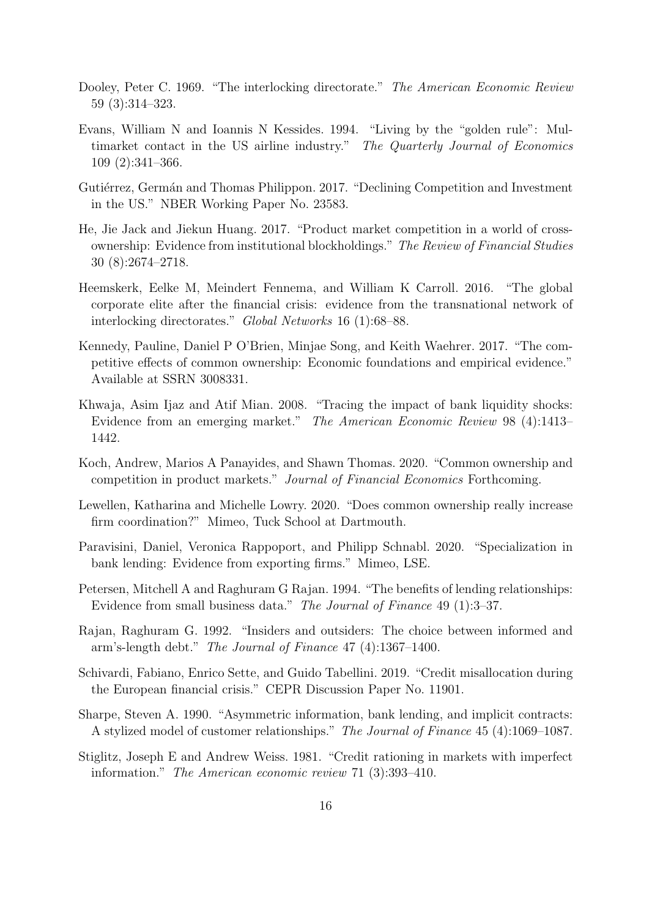Dooley, Peter C. 1969. "The interlocking directorate." *The American Economic Review* 59 (3):314–323.

Evans, William N and Ioannis N Kessides. 1994. "Living by the "golden rule": Multimarket contact in the US airline industry." *The Quarterly Journal of Economics* 109 (2):341–366.

Gutiérrez, Germán and Thomas Philippon. 2017. "Declining Competition and Investment in the US." NBER Working Paper No. 23583.

He, Jie Jack and Jiekun Huang. 2017. "Product market competition in a world of cross-ownership: Evidence from institutional blockholdings." *The Review of Financial Studies* 30 (8):2674–2718.

Heemskerk, Eelke M, Meindert Fennema, and William K Carroll. 2016. "The global corporate elite after the financial crisis: evidence from the transnational network of interlocking directorates." *Global Networks* 16 (1):68–88.

Kennedy, Pauline, Daniel P O'Brien, Minjae Song, and Keith Waehrer. 2017. "The competitive effects of common ownership: Economic foundations and empirical evidence." Available at SSRN 3008331.

Khwaja, Asim Ijaz and Atif Mian. 2008. "Tracing the impact of bank liquidity shocks: Evidence from an emerging market." *The American Economic Review* 98 (4):1413–1442.

Koch, Andrew, Marios A Panayides, and Shawn Thomas. 2020. "Common ownership and competition in product markets." *Journal of Financial Economics* Forthcoming.

Lewellen, Katharina and Michelle Lowry. 2020. "Does common ownership really increase firm coordination?" Mimeo, Tuck School at Dartmouth.

Paravisini, Daniel, Veronica Rappoport, and Philipp Schnabl. 2020. "Specialization in bank lending: Evidence from exporting firms." Mimeo, LSE.

Petersen, Mitchell A and Raghuram G Rajan. 1994. "The benefits of lending relationships: Evidence from small business data." *The Journal of Finance* 49 (1):3–37.

Rajan, Raghuram G. 1992. "Insiders and outsiders: The choice between informed and arm's-length debt." *The Journal of Finance* 47 (4):1367–1400.

Schivardi, Fabiano, Enrico Sette, and Guido Tabellini. 2019. "Credit misallocation during the European financial crisis." CEPR Discussion Paper No. 11901.

Sharpe, Steven A. 1990. "Asymmetric information, bank lending, and implicit contracts: A stylized model of customer relationships." *The Journal of Finance* 45 (4):1069–1087.

Stiglitz, Joseph E and Andrew Weiss. 1981. "Credit rationing in markets with imperfect information." *The American economic review* 71 (3):393–410.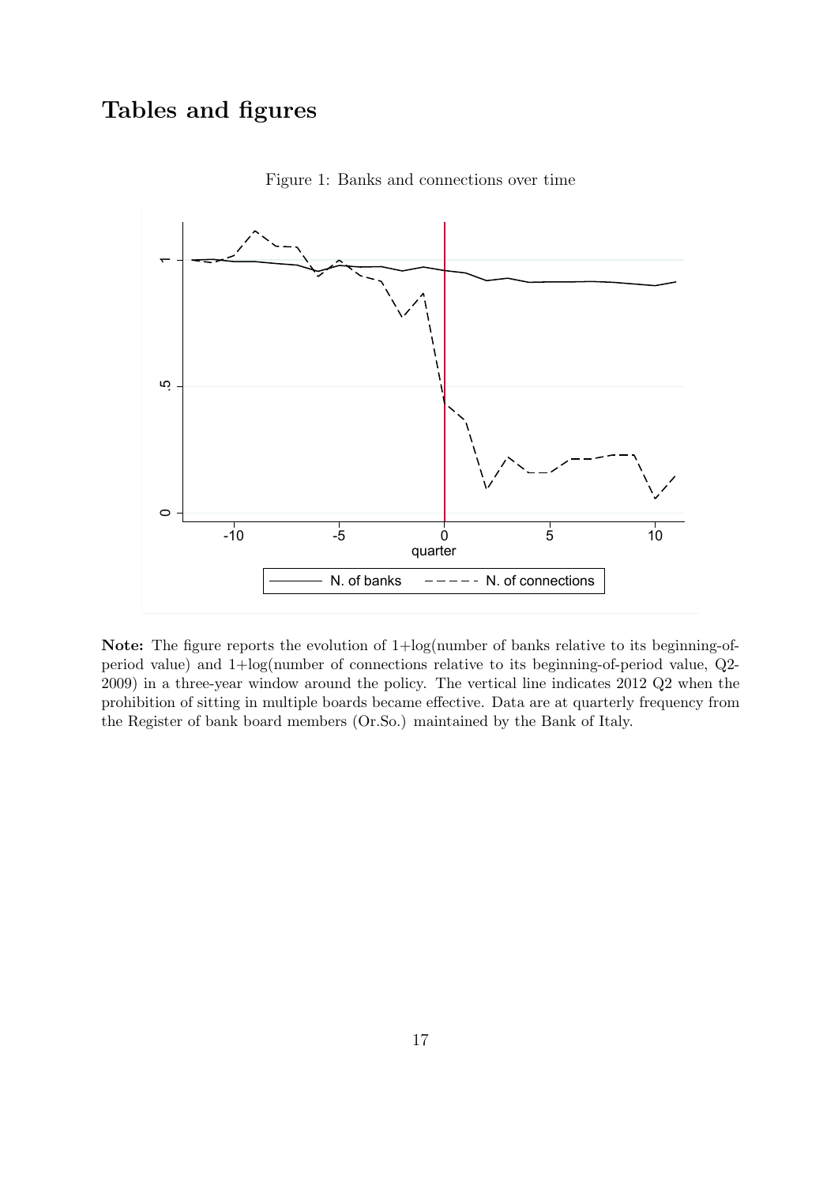# Tables and figures

Figure 1: Banks and connections over time

**Note:** The figure reports the evolution of 1+log(number of banks relative to its beginning-of-period value) and 1+log(number of connections relative to its beginning-of-period value, Q2-2009) in a three-year window around the policy. The vertical line indicates 2012 Q2 when the prohibition of sitting in multiple boards became effective. Data are at quarterly frequency from the Register of bank board members (Or.So.) maintained by the Bank of Italy.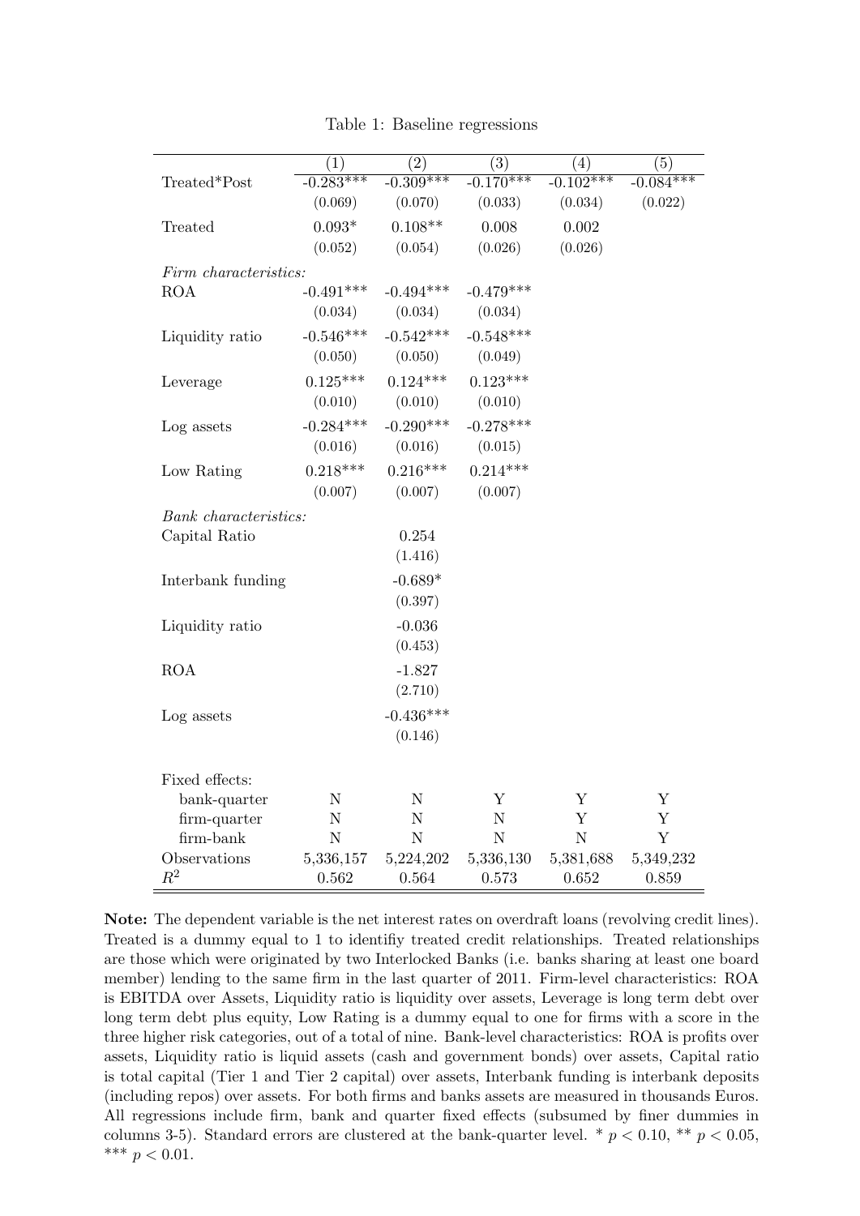Table 1: Baseline regressions

| | (1) | (2) | (3) | (4) | (5) |
|---|---|---|---|---|---|
| Treated*Post | -0.283*** | -0.309*** | -0.170*** | -0.102*** | -0.084*** |
| | (0.069) | (0.070) | (0.033) | (0.034) | (0.022) |
| Treated | 0.093* | 0.108** | 0.008 | 0.002 | |
| | (0.052) | (0.054) | (0.026) | (0.026) | |
| *Firm characteristics:* | | | | | |
| ROA | -0.491*** | -0.494*** | -0.479*** | | |
| | (0.034) | (0.034) | (0.034) | | |
| Liquidity ratio | -0.546*** | -0.542*** | -0.548*** | | |
| | (0.050) | (0.050) | (0.049) | | |
| Leverage | 0.125*** | 0.124*** | 0.123*** | | |
| | (0.010) | (0.010) | (0.010) | | |
| Log assets | -0.284*** | -0.290*** | -0.278*** | | |
| | (0.016) | (0.016) | (0.015) | | |
| Low Rating | 0.218*** | 0.216*** | 0.214*** | | |
| | (0.007) | (0.007) | (0.007) | | |
| *Bank characteristics:* | | | | | |
| Capital Ratio | | 0.254 | | | |
| | | (1.416) | | | |
| Interbank funding | | -0.689* | | | |
| | | (0.397) | | | |
| Liquidity ratio | | -0.036 | | | |
| | | (0.453) | | | |
| ROA | | -1.827 | | | |
| | | (2.710) | | | |
| Log assets | | -0.436*** | | | |
| | | (0.146) | | | |
| Fixed effects: | | | | | |
| bank-quarter | N | N | Y | Y | Y |
| firm-quarter | N | N | N | Y | Y |
| firm-bank | N | N | N | N | Y |
| Observations | 5,336,157 | 5,224,202 | 5,336,130 | 5,381,688 | 5,349,232 |
| $R^2$ | 0.562 | 0.564 | 0.573 | 0.652 | 0.859 |

**Note:** The dependent variable is the net interest rates on overdraft loans (revolving credit lines). Treated is a dummy equal to 1 to identifiy treated credit relationships. Treated relationships are those which were originated by two Interlocked Banks (i.e. banks sharing at least one board member) lending to the same firm in the last quarter of 2011. Firm-level characteristics: ROA is EBITDA over Assets, Liquidity ratio is liquidity over assets, Leverage is long term debt over long term debt plus equity, Low Rating is a dummy equal to one for firms with a score in the three higher risk categories, out of a total of nine. Bank-level characteristics: ROA is profits over assets, Liquidity ratio is liquid assets (cash and government bonds) over assets, Capital ratio is total capital (Tier 1 and Tier 2 capital) over assets, Interbank funding is interbank deposits (including repos) over assets. For both firms and banks assets are measured in thousands Euros. All regressions include firm, bank and quarter fixed effects (subsumed by finer dummies in columns 3-5). Standard errors are clustered at the bank-quarter level. * $p < 0.10$, ** $p < 0.05$, *** $p < 0.01$.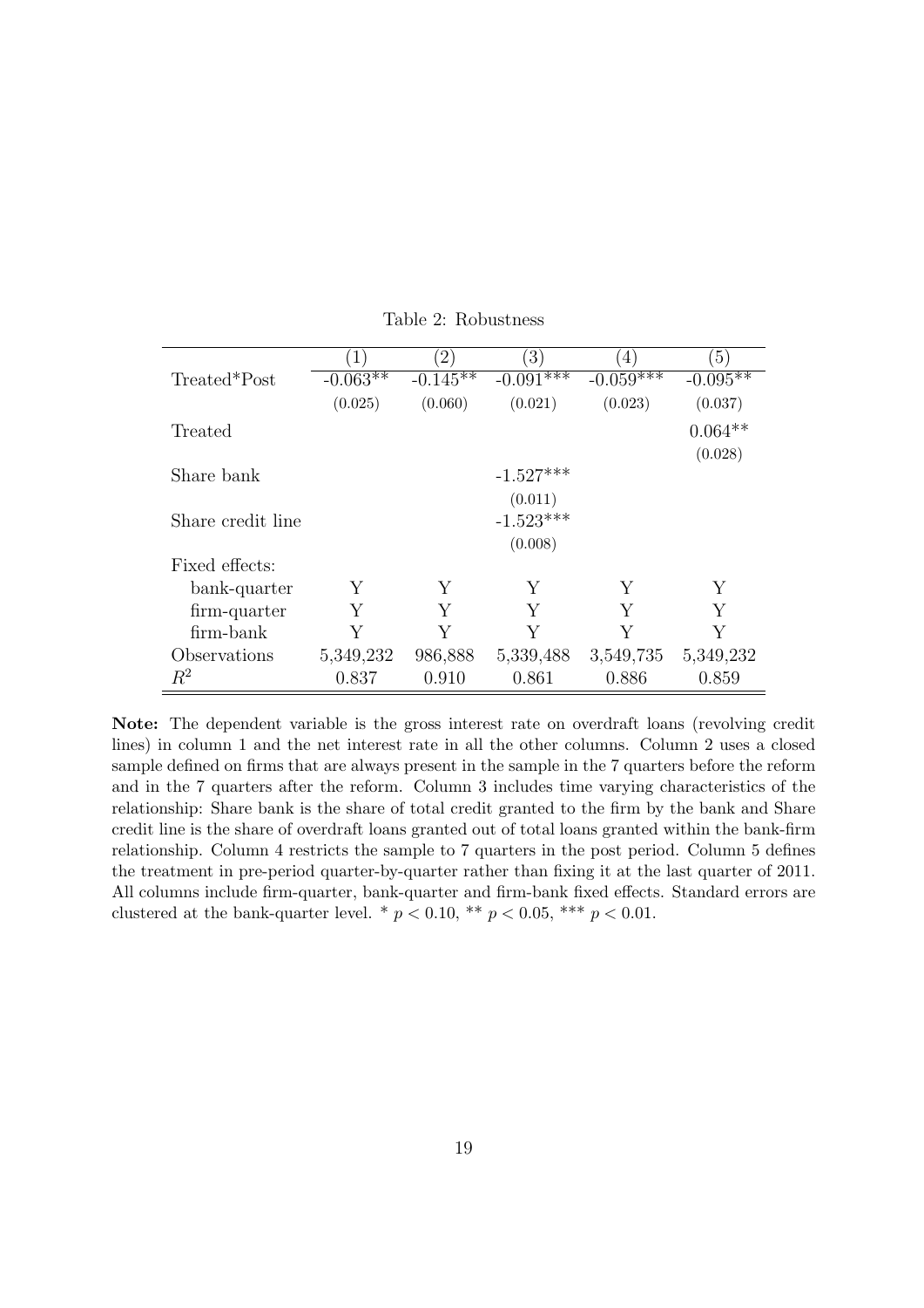Table 2: Robustness

| | (1) | (2) | (3) | (4) | (5) |
|---|---|---|---|---|---|
| Treated*Post | -0.063** | -0.145** | -0.091*** | -0.059*** | -0.095** |
| | (0.025) | (0.060) | (0.021) | (0.023) | (0.037) |
| Treated | | | | | 0.064** |
| | | | | | (0.028) |
| Share bank | | | -1.527*** | | |
| | | | (0.011) | | |
| Share credit line | | | -1.523*** | | |
| | | | (0.008) | | |
| Fixed effects: | | | | | |
| bank-quarter | Y | Y | Y | Y | Y |
| firm-quarter | Y | Y | Y | Y | Y |
| firm-bank | Y | Y | Y | Y | Y |
| Observations | 5,349,232 | 986,888 | 5,339,488 | 3,549,735 | 5,349,232 |
| $R^2$ | 0.837 | 0.910 | 0.861 | 0.886 | 0.859 |

**Note:** The dependent variable is the gross interest rate on overdraft loans (revolving credit lines) in column 1 and the net interest rate in all the other columns. Column 2 uses a closed sample defined on firms that are always present in the sample in the 7 quarters before the reform and in the 7 quarters after the reform. Column 3 includes time varying characteristics of the relationship: Share bank is the share of total credit granted to the firm by the bank and Share credit line is the share of overdraft loans granted out of total loans granted within the bank-firm relationship. Column 4 restricts the sample to 7 quarters in the post period. Column 5 defines the treatment in pre-period quarter-by-quarter rather than fixing it at the last quarter of 2011. All columns include firm-quarter, bank-quarter and firm-bank fixed effects. Standard errors are clustered at the bank-quarter level. * $p < 0.10$, ** $p < 0.05$, *** $p < 0.01$.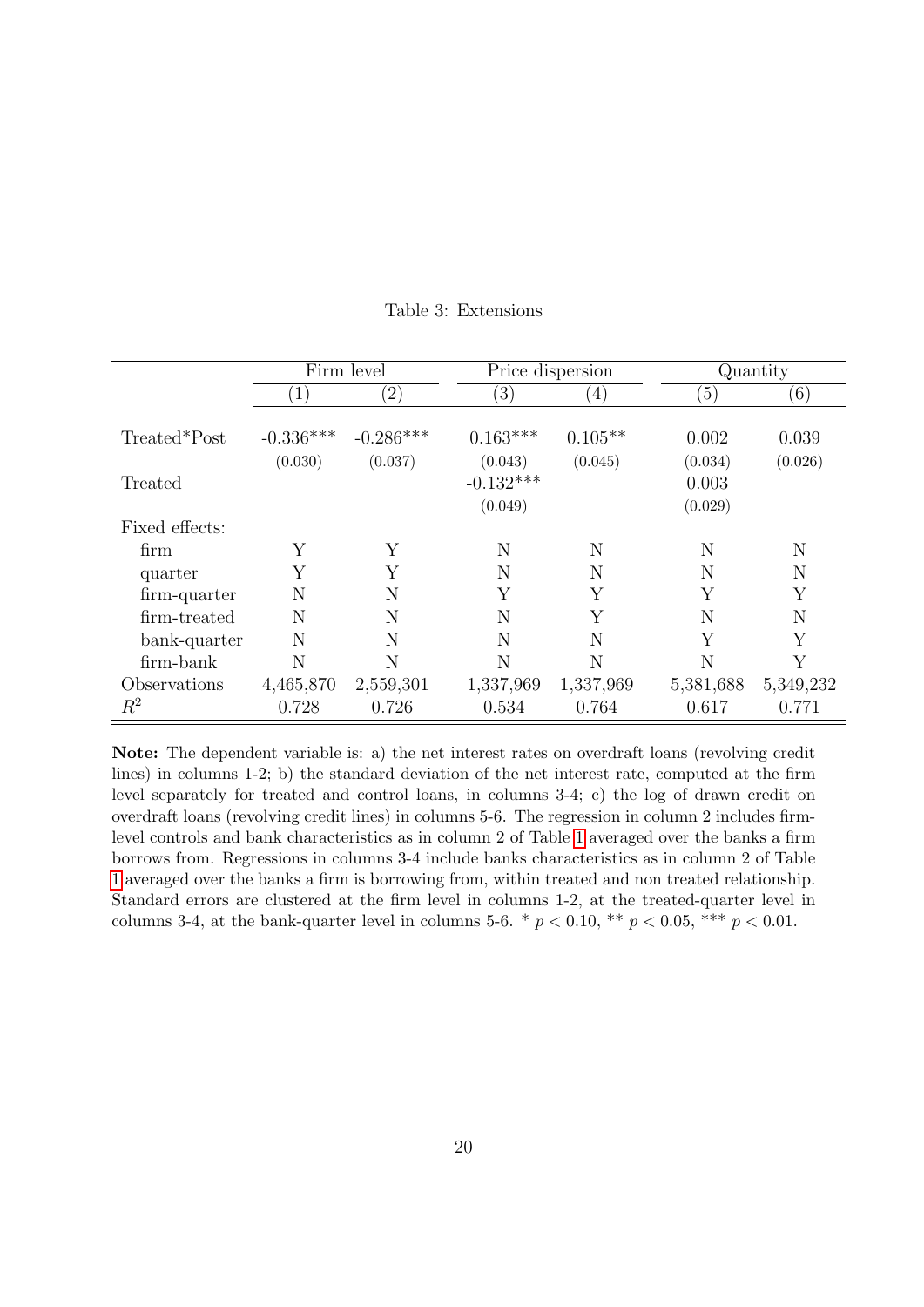Table 3: Extensions

| | Firm level | | Price dispersion | | Quantity | |
|---|---|---|---|---|---|---|
| | (1) | (2) | (3) | (4) | (5) | (6) |
| Treated*Post | -0.336*** | -0.286*** | 0.163*** | 0.105** | 0.002 | 0.039 |
| | (0.030) | (0.037) | (0.043) | (0.045) | (0.034) | (0.026) |
| Treated | | | -0.132*** | | 0.003 | |
| | | | (0.049) | | (0.029) | |
| Fixed effects: | | | | | | |
| firm | Y | Y | N | N | N | N |
| quarter | Y | Y | N | N | N | N |
| firm-quarter | N | N | Y | Y | Y | Y |
| firm-treated | N | N | N | Y | N | N |
| bank-quarter | N | N | N | N | Y | Y |
| firm-bank | N | N | N | N | N | Y |
| Observations | 4,465,870 | 2,559,301 | 1,337,969 | 1,337,969 | 5,381,688 | 5,349,232 |
| $R^2$ | 0.728 | 0.726 | 0.534 | 0.764 | 0.617 | 0.771 |

**Note:** The dependent variable is: a) the net interest rates on overdraft loans (revolving credit lines) in columns 1-2; b) the standard deviation of the net interest rate, computed at the firm level separately for treated and control loans, in columns 3-4; c) the log of drawn credit on overdraft loans (revolving credit lines) in columns 5-6. The regression in column 2 includes firm-level controls and bank characteristics as in column 2 of Table 1 averaged over the banks a firm borrows from. Regressions in columns 3-4 include banks characteristics as in column 2 of Table 1 averaged over the banks a firm is borrowing from, within treated and non treated relationship. Standard errors are clustered at the firm level in columns 1-2, at the treated-quarter level in columns 3-4, at the bank-quarter level in columns 5-6. * $p < 0.10$, ** $p < 0.05$, *** $p < 0.01$.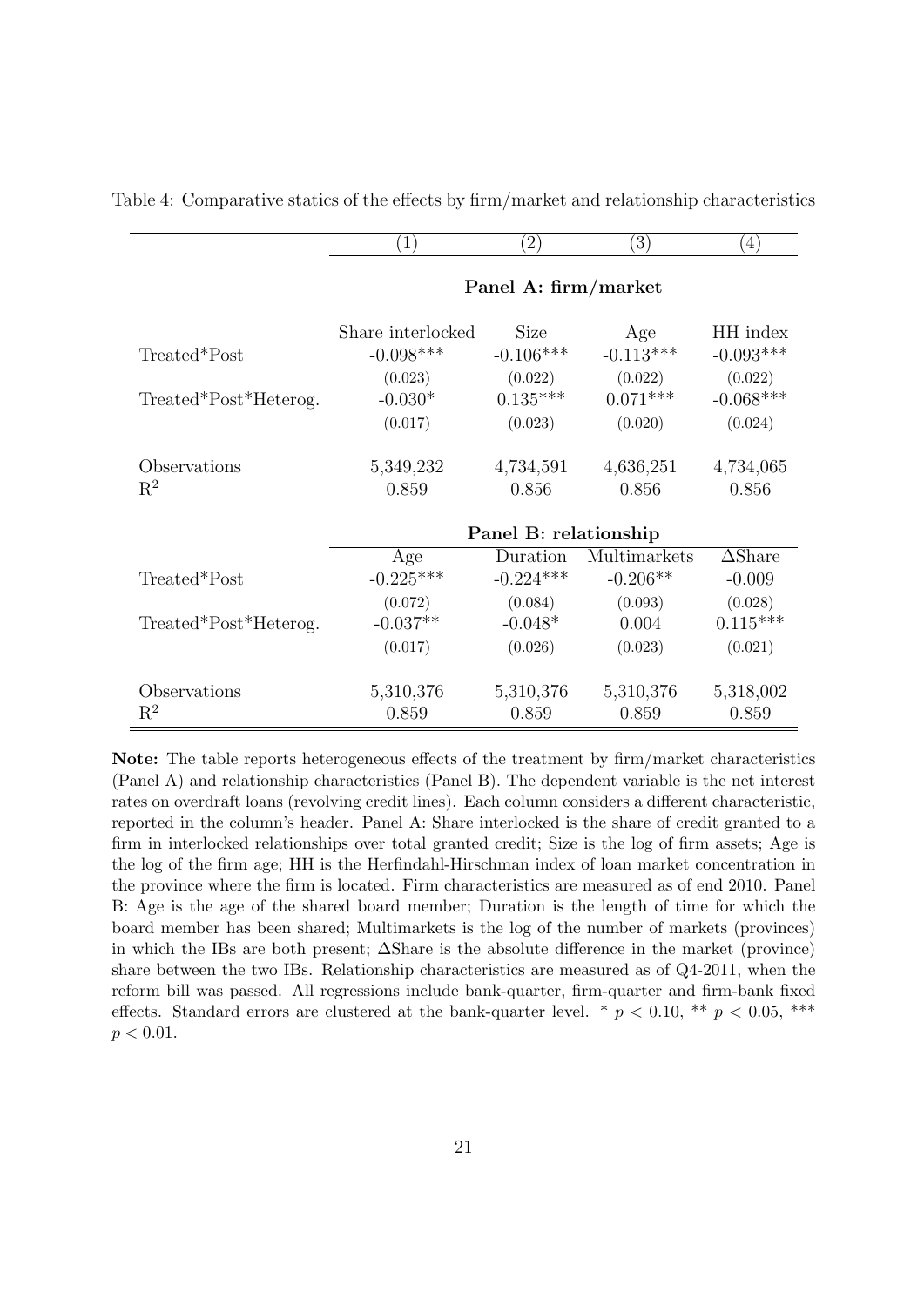Table 4: Comparative statics of the effects by firm/market and relationship characteristics

| | (1) | (2) | (3) | (4) |
|---|---|---|---|---|
| | **Panel A: firm/market** | | | |
| | Share interlocked | Size | Age | HH index |
| Treated*Post | -0.098*** | -0.106*** | -0.113*** | -0.093*** |
| | (0.023) | (0.022) | (0.022) | (0.022) |
| Treated*Post*Heterog. | -0.030* | 0.135*** | 0.071*** | -0.068*** |
| | (0.017) | (0.023) | (0.020) | (0.024) |
| Observations | 5,349,232 | 4,734,591 | 4,636,251 | 4,734,065 |
| $R^2$ | 0.859 | 0.856 | 0.856 | 0.856 |
| | **Panel B: relationship** | | | |
| | Age | Duration | Multimarkets | $\Delta$Share |
| Treated*Post | -0.225*** | -0.224*** | -0.206** | -0.009 |
| | (0.072) | (0.084) | (0.093) | (0.028) |
| Treated*Post*Heterog. | -0.037** | -0.048* | 0.004 | 0.115*** |
| | (0.017) | (0.026) | (0.023) | (0.021) |
| Observations | 5,310,376 | 5,310,376 | 5,310,376 | 5,318,002 |
| $R^2$ | 0.859 | 0.859 | 0.859 | 0.859 |

**Note:** The table reports heterogeneous effects of the treatment by firm/market characteristics (Panel A) and relationship characteristics (Panel B). The dependent variable is the net interest rates on overdraft loans (revolving credit lines). Each column considers a different characteristic, reported in the column's header. Panel A: Share interlocked is the share of credit granted to a firm in interlocked relationships over total granted credit; Size is the log of firm assets; Age is the log of the firm age; HH is the Herfindahl-Hirschman index of loan market concentration in the province where the firm is located. Firm characteristics are measured as of end 2010. Panel B: Age is the age of the shared board member; Duration is the length of time for which the board member has been shared; Multimarkets is the log of the number of markets (provinces) in which the IBs are both present; $\Delta$Share is the absolute difference in the market (province) share between the two IBs. Relationship characteristics are measured as of Q4-2011, when the reform bill was passed. All regressions include bank-quarter, firm-quarter and firm-bank fixed effects. Standard errors are clustered at the bank-quarter level. * $p < 0.10$, ** $p < 0.05$, *** $p < 0.01$.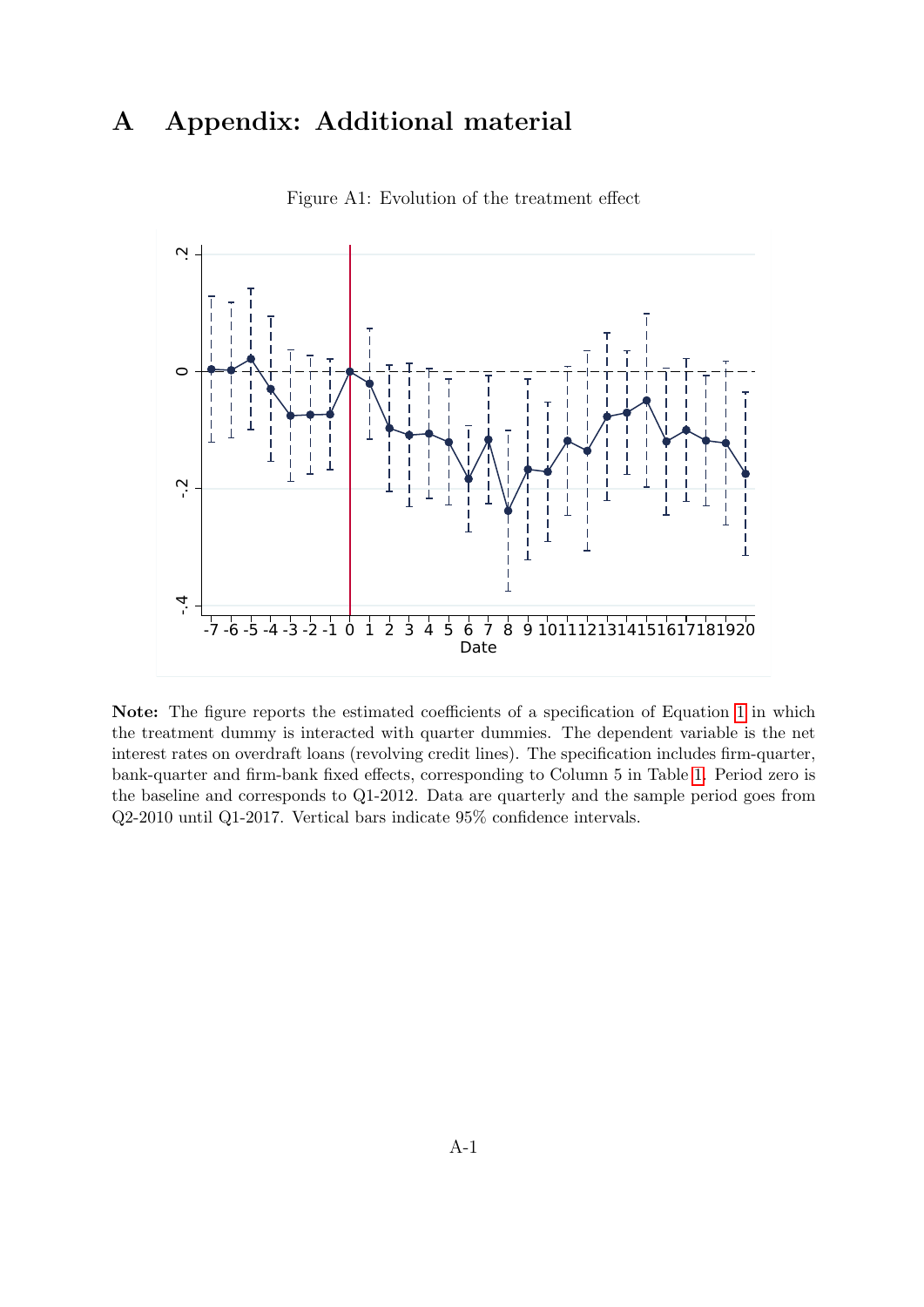# A Appendix: Additional material

Figure A1: Evolution of the treatment effect

**Note:** The figure reports the estimated coefficients of a specification of Equation 1 in which the treatment dummy is interacted with quarter dummies. The dependent variable is the net interest rates on overdraft loans (revolving credit lines). The specification includes firm-quarter, bank-quarter and firm-bank fixed effects, corresponding to Column 5 in Table 1. Period zero is the baseline and corresponds to Q1-2012. Data are quarterly and the sample period goes from Q2-2010 until Q1-2017. Vertical bars indicate 95% confidence intervals.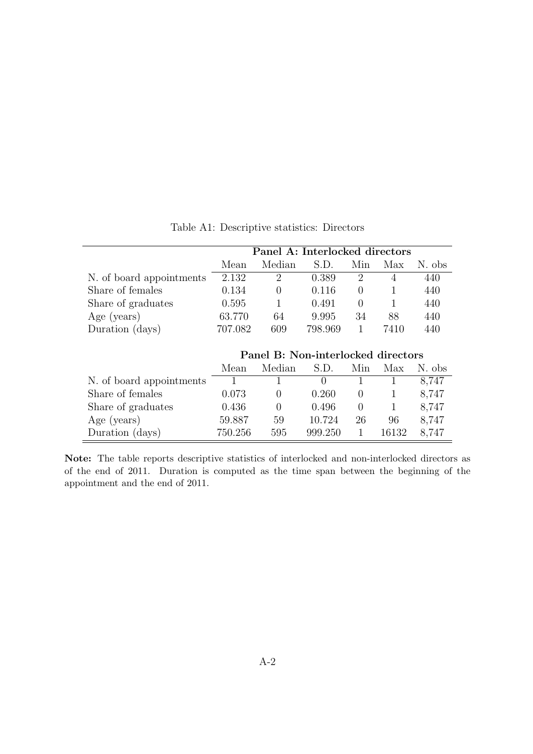Table A1: Descriptive statistics: Directors

| | Panel A: Interlocked directors | | | | | |
|---|---|---|---|---|---|---|
| | Mean | Median | S.D. | Min | Max | N. obs |
| N. of board appointments | 2.132 | 2 | 0.389 | 2 | 4 | 440 |
| Share of females | 0.134 | 0 | 0.116 | 0 | 1 | 440 |
| Share of graduates | 0.595 | 1 | 0.491 | 0 | 1 | 440 |
| Age (years) | 63.770 | 64 | 9.995 | 34 | 88 | 440 |
| Duration (days) | 707.082 | 609 | 798.969 | 1 | 7410 | 440 |
| | **Panel B: Non-interlocked directors** | | | | | |
| | Mean | Median | S.D. | Min | Max | N. obs |
| N. of board appointments | 1 | 1 | 0 | 1 | 1 | 8,747 |
| Share of females | 0.073 | 0 | 0.260 | 0 | 1 | 8,747 |
| Share of graduates | 0.436 | 0 | 0.496 | 0 | 1 | 8,747 |
| Age (years) | 59.887 | 59 | 10.724 | 26 | 96 | 8,747 |
| Duration (days) | 750.256 | 595 | 999.250 | 1 | 16132 | 8,747 |

**Note:** The table reports descriptive statistics of interlocked and non-interlocked directors as of the end of 2011. Duration is computed as the time span between the beginning of the appointment and the end of 2011.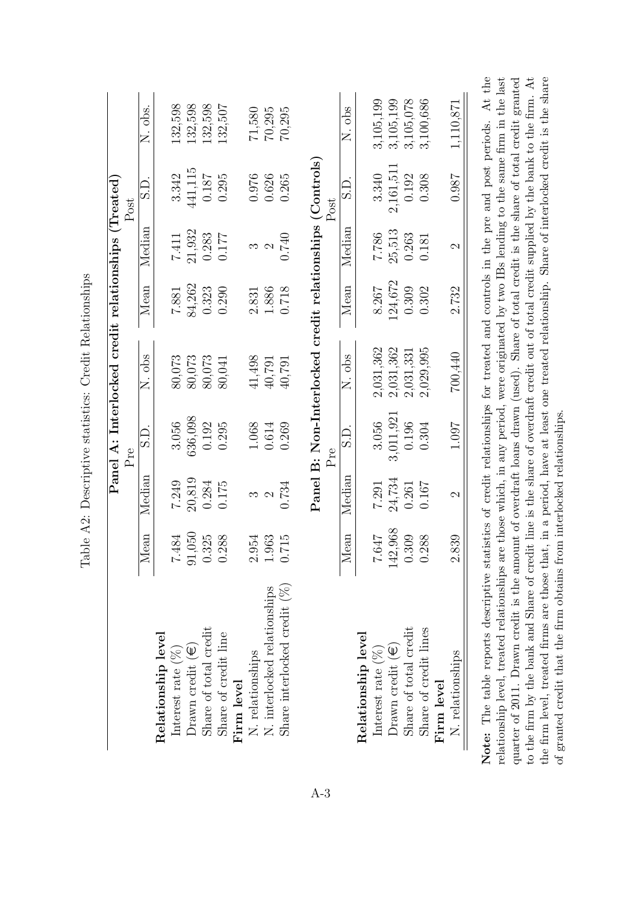Table A2: Descriptive statistics: Credit Relationships

| | **Panel A: Interlocked credit relationships (Treated)** | | | | | | | |
|---|---|---|---|---|---|---|---|---|
| | Pre | | | | Post | | | |
| | Mean | Median | S.D. | N. obs | Mean | Median | S.D. | N. obs. |
| **Relationship level** | | | | | | | | |
| Interest rate (%) | 7.484 | 7.249 | 3.056 | 80,073 | 7.881 | 7.411 | 3.342 | 132,598 |
| Drawn credit (€) | 91,050 | 20,819 | 636,098 | 80,073 | 84,262 | 21,932 | 441,115 | 132,598 |
| Share of total credit | 0.325 | 0.284 | 0.192 | 80,073 | 0.323 | 0.283 | 0.187 | 132,598 |
| Share of credit line | 0.288 | 0.175 | 0.295 | 80,041 | 0.290 | 0.177 | 0.295 | 132,507 |
| **Firm level** | | | | | | | | |
| N. relationships | 2.954 | 3 | 1.068 | 41,498 | 2.831 | 3 | 0.976 | 71,580 |
| N. interlocked relationships | 1.963 | 2 | 0.614 | 40,791 | 1.886 | 2 | 0.626 | 70,295 |
| Share interlocked credit (%) | 0.715 | 0.734 | 0.269 | 40,791 | 0.718 | 0.740 | 0.265 | 70,295 |
| | **Panel B: Non-Interlocked credit relationships (Controls)** | | | | | | | |
| | Pre | | | | Post | | | |
| | Mean | Median | S.D. | N. obs | Mean | Median | S.D. | N. obs |
| **Relationship level** | | | | | | | | |
| Interest rate (%) | 7.647 | 7.291 | 3.056 | 2,031,362 | 8.267 | 7.786 | 3.340 | 3,105,199 |
| Drawn credit (€) | 142,968 | 24,734 | 3,011,921 | 2,031,362 | 124,672 | 25,513 | 2,161,511 | 3,105,199 |
| Share of total credit | 0.309 | 0.261 | 0.196 | 2,031,331 | 0.309 | 0.263 | 0.192 | 3,105,078 |
| Share of credit lines | 0.288 | 0.167 | 0.304 | 2,029,995 | 0.302 | 0.181 | 0.308 | 3,100,686 |
| **Firm level** | | | | | | | | |
| N. relationships | 2.839 | 2 | 1.097 | 700,440 | 2.732 | 2 | 0.987 | 1,110,871 |

**Note:** The table reports descriptive statistics of credit relationships for treated and controls in the pre and post periods. At the relationship level, treated relationships are those which, in any period, were originated by two IBs lending to the same firm in the last quarter of 2011. Drawn credit is the amount of overdraft loans drawn (used). Share of total credit is the share of total credit granted to the firm by the bank and Share of credit line is the share of overdraft credit out of total credit supplied by the bank to the firm. At the firm level, treated firms are those that, in a period, have at least one treated relationship. Share of interlocked credit is the share of granted credit that the firm obtains from interlocked relationships.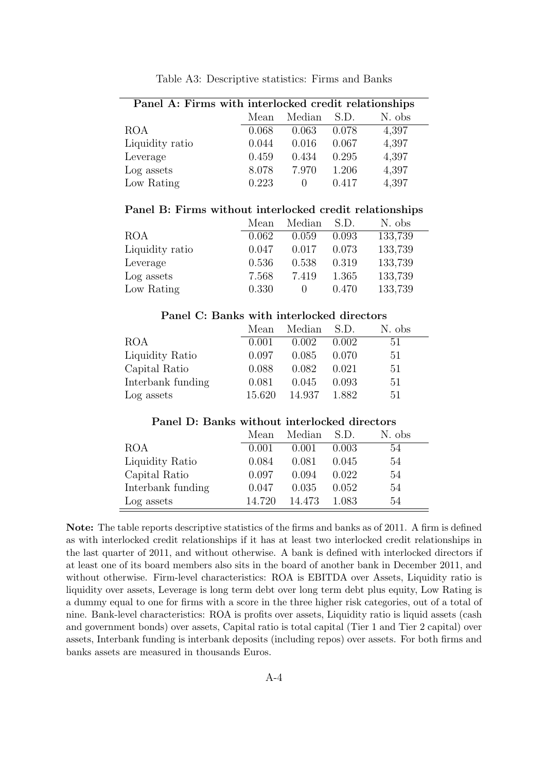Table A3: Descriptive statistics: Firms and Banks

| **Panel A: Firms with interlocked credit relationships** | | | | |
|---|---|---|---|---|
| | Mean | Median | S.D. | N. obs |
| ROA | 0.068 | 0.063 | 0.078 | 4,397 |
| Liquidity ratio | 0.044 | 0.016 | 0.067 | 4,397 |
| Leverage | 0.459 | 0.434 | 0.295 | 4,397 |
| Log assets | 8.078 | 7.970 | 1.206 | 4,397 |
| Low Rating | 0.223 | 0 | 0.417 | 4,397 |
| **Panel B: Firms without interlocked credit relationships** | | | | |
| | Mean | Median | S.D. | N. obs |
| ROA | 0.062 | 0.059 | 0.093 | 133,739 |
| Liquidity ratio | 0.047 | 0.017 | 0.073 | 133,739 |
| Leverage | 0.536 | 0.538 | 0.319 | 133,739 |
| Log assets | 7.568 | 7.419 | 1.365 | 133,739 |
| Low Rating | 0.330 | 0 | 0.470 | 133,739 |
| **Panel C: Banks with interlocked directors** | | | | |
| | Mean | Median | S.D. | N. obs |
| ROA | 0.001 | 0.002 | 0.002 | 51 |
| Liquidity Ratio | 0.097 | 0.085 | 0.070 | 51 |
| Capital Ratio | 0.088 | 0.082 | 0.021 | 51 |
| Interbank funding | 0.081 | 0.045 | 0.093 | 51 |
| Log assets | 15.620 | 14.937 | 1.882 | 51 |
| **Panel D: Banks without interlocked directors** | | | | |
| | Mean | Median | S.D. | N. obs |
| ROA | 0.001 | 0.001 | 0.003 | 54 |
| Liquidity Ratio | 0.084 | 0.081 | 0.045 | 54 |
| Capital Ratio | 0.097 | 0.094 | 0.022 | 54 |
| Interbank funding | 0.047 | 0.035 | 0.052 | 54 |
| Log assets | 14.720 | 14.473 | 1.083 | 54 |

**Note:** The table reports descriptive statistics of the firms and banks as of 2011. A firm is defined as with interlocked credit relationships if it has at least two interlocked credit relationships in the last quarter of 2011, and without otherwise. A bank is defined with interlocked directors if at least one of its board members also sits in the board of another bank in December 2011, and without otherwise. Firm-level characteristics: ROA is EBITDA over Assets, Liquidity ratio is liquidity over assets, Leverage is long term debt over long term debt plus equity, Low Rating is a dummy equal to one for firms with a score in the three higher risk categories, out of a total of nine. Bank-level characteristics: ROA is profits over assets, Liquidity ratio is liquid assets (cash and government bonds) over assets, Capital ratio is total capital (Tier 1 and Tier 2 capital) over assets, Interbank funding is interbank deposits (including repos) over assets. For both firms and banks assets are measured in thousands Euros.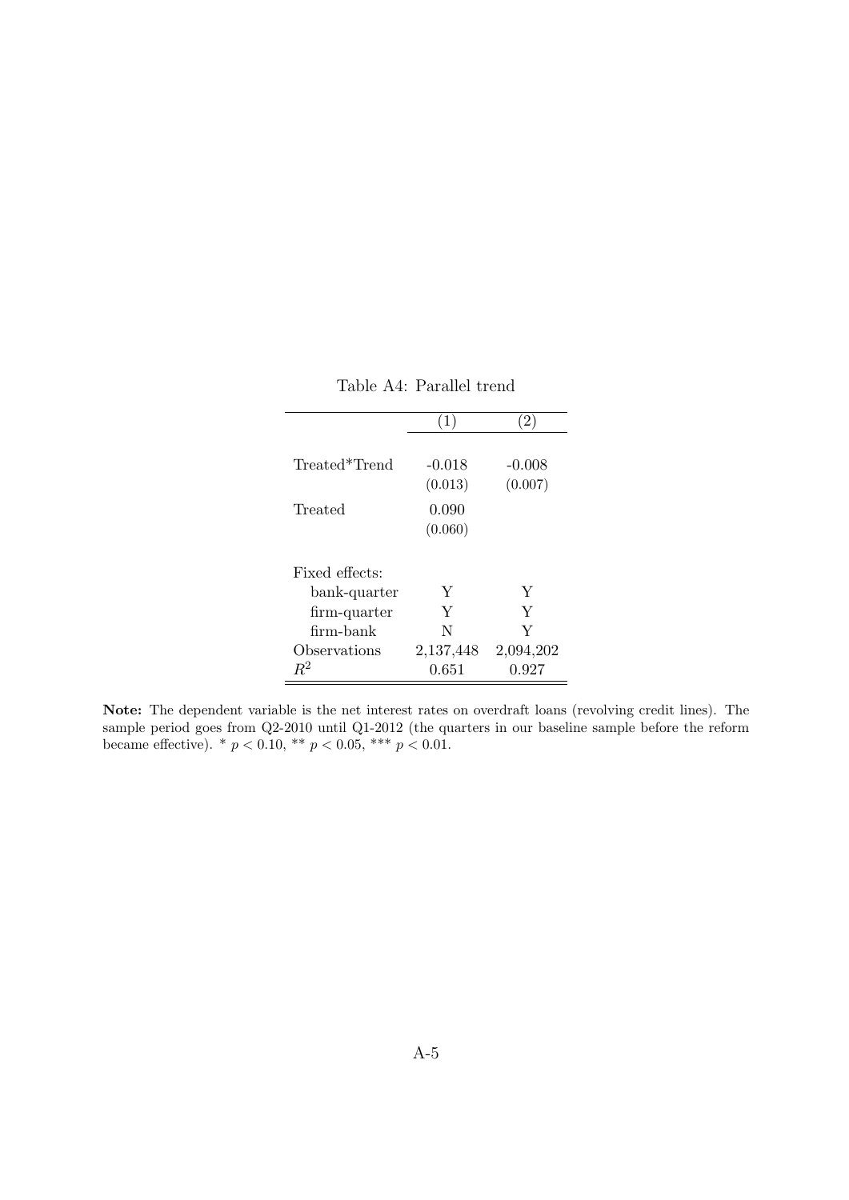Table A4: Parallel trend

| | (1) | (2) |
|---|---|---|
| Treated*Trend | -0.018 | -0.008 |
| | (0.013) | (0.007) |
| Treated | 0.090 | |
| | (0.060) | |
| Fixed effects: | | |
| bank-quarter | Y | Y |
| firm-quarter | Y | Y |
| firm-bank | N | Y |
| Observations | 2,137,448 | 2,094,202 |
| $R^2$ | 0.651 | 0.927 |

**Note:** The dependent variable is the net interest rates on overdraft loans (revolving credit lines). The sample period goes from Q2-2010 until Q1-2012 (the quarters in our baseline sample before the reform became effective). * $p < 0.10$, ** $p < 0.05$, *** $p < 0.01$.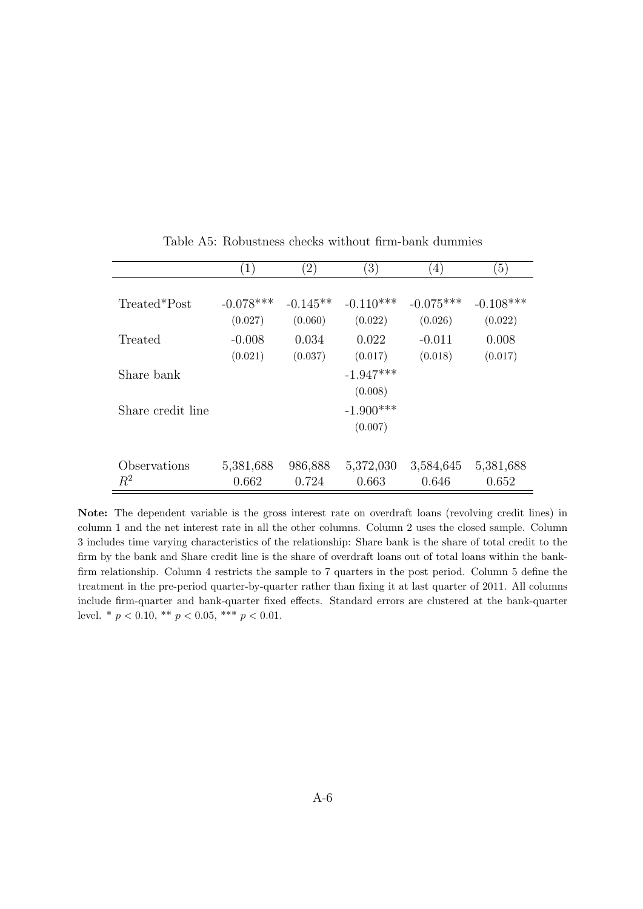Table A5: Robustness checks without firm-bank dummies

| | (1) | (2) | (3) | (4) | (5) |
|---|---|---|---|---|---|
| Treated*Post | -0.078*** | -0.145** | -0.110*** | -0.075*** | -0.108*** |
| | (0.027) | (0.060) | (0.022) | (0.026) | (0.022) |
| Treated | -0.008 | 0.034 | 0.022 | -0.011 | 0.008 |
| | (0.021) | (0.037) | (0.017) | (0.018) | (0.017) |
| Share bank | | | -1.947*** | | |
| | | | (0.008) | | |
| Share credit line | | | -1.900*** | | |
| | | | (0.007) | | |
| Observations | 5,381,688 | 986,888 | 5,372,030 | 3,584,645 | 5,381,688 |
| $R^2$ | 0.662 | 0.724 | 0.663 | 0.646 | 0.652 |

**Note:** The dependent variable is the gross interest rate on overdraft loans (revolving credit lines) in column 1 and the net interest rate in all the other columns. Column 2 uses the closed sample. Column 3 includes time varying characteristics of the relationship: Share bank is the share of total credit to the firm by the bank and Share credit line is the share of overdraft loans out of total loans within the bank-firm relationship. Column 4 restricts the sample to 7 quarters in the post period. Column 5 define the treatment in the pre-period quarter-by-quarter rather than fixing it at last quarter of 2011. All columns include firm-quarter and bank-quarter fixed effects. Standard errors are clustered at the bank-quarter level. * $p < 0.10$, ** $p < 0.05$, *** $p < 0.01$.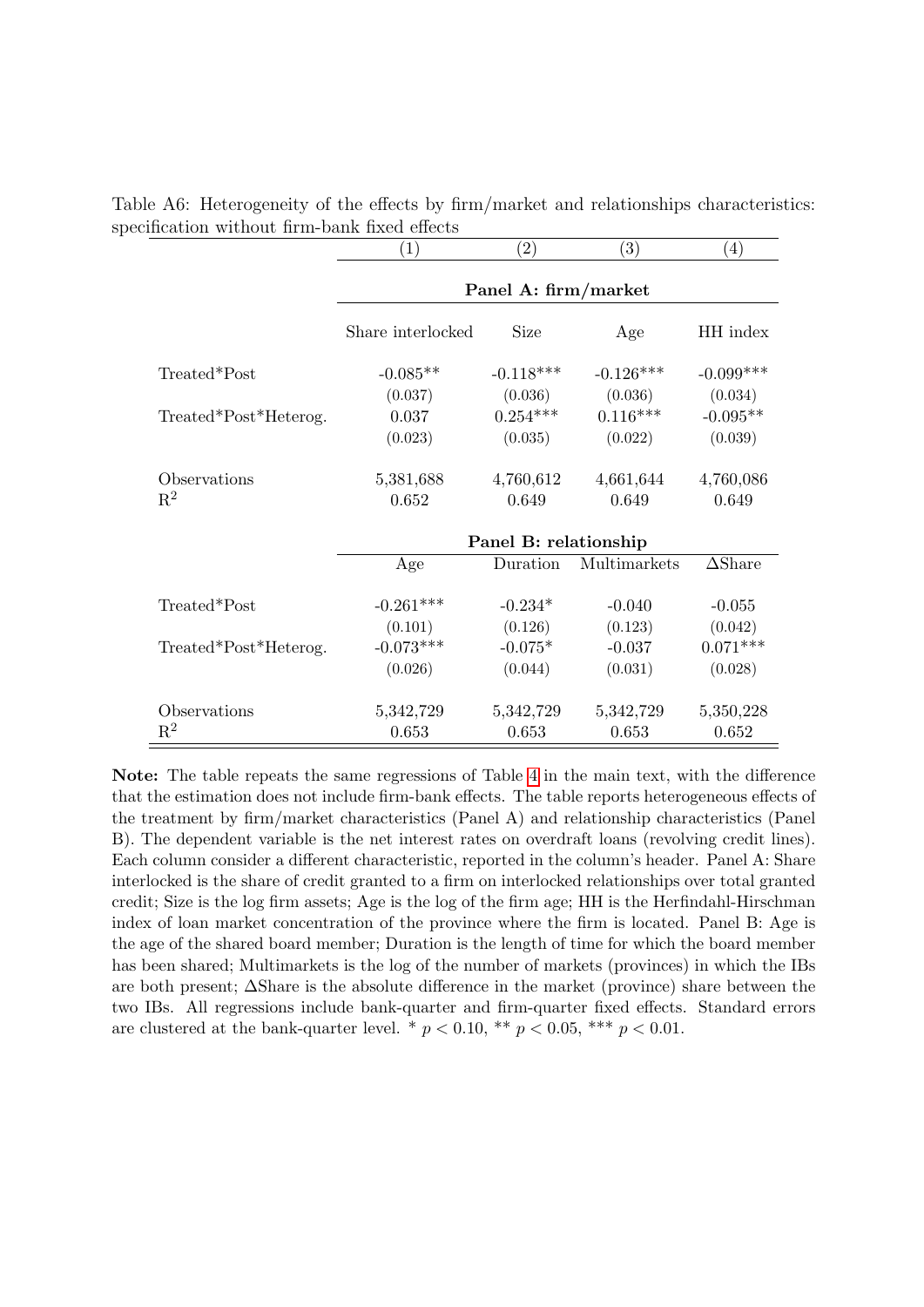Table A6: Heterogeneity of the effects by firm/market and relationships characteristics: specification without firm-bank fixed effects

| | (1) | (2) | (3) | (4) |
|---|---|---|---|---|
| | **Panel A: firm/market** | | | |
| | Share interlocked | Size | Age | HH index |
| Treated*Post | -0.085** | -0.118*** | -0.126*** | -0.099*** |
| | (0.037) | (0.036) | (0.036) | (0.034) |
| Treated*Post*Heterog. | 0.037 | 0.254*** | 0.116*** | -0.095** |
| | (0.023) | (0.035) | (0.022) | (0.039) |
| Observations | 5,381,688 | 4,760,612 | 4,661,644 | 4,760,086 |
| $R^2$ | 0.652 | 0.649 | 0.649 | 0.649 |
| | **Panel B: relationship** | | | |
| | Age | Duration | Multimarkets | $\Delta$Share |
| Treated*Post | -0.261*** | -0.234* | -0.040 | -0.055 |
| | (0.101) | (0.126) | (0.123) | (0.042) |
| Treated*Post*Heterog. | -0.073*** | -0.075* | -0.037 | 0.071*** |
| | (0.026) | (0.044) | (0.031) | (0.028) |
| Observations | 5,342,729 | 5,342,729 | 5,342,729 | 5,350,228 |
| $R^2$ | 0.653 | 0.653 | 0.653 | 0.652 |

**Note:** The table repeats the same regressions of Table 4 in the main text, with the difference that the estimation does not include firm-bank effects. The table reports heterogeneous effects of the treatment by firm/market characteristics (Panel A) and relationship characteristics (Panel B). The dependent variable is the net interest rates on overdraft loans (revolving credit lines). Each column consider a different characteristic, reported in the column's header. Panel A: Share interlocked is the share of credit granted to a firm on interlocked relationships over total granted credit; Size is the log firm assets; Age is the log of the firm age; HH is the Herfindahl-Hirschman index of loan market concentration of the province where the firm is located. Panel B: Age is the age of the shared board member; Duration is the length of time for which the board member has been shared; Multimarkets is the log of the number of markets (provinces) in which the IBs are both present; $\Delta$Share is the absolute difference in the market (province) share between the two IBs. All regressions include bank-quarter and firm-quarter fixed effects. Standard errors are clustered at the bank-quarter level. * $p < 0.10$, ** $p < 0.05$, *** $p < 0.01$.